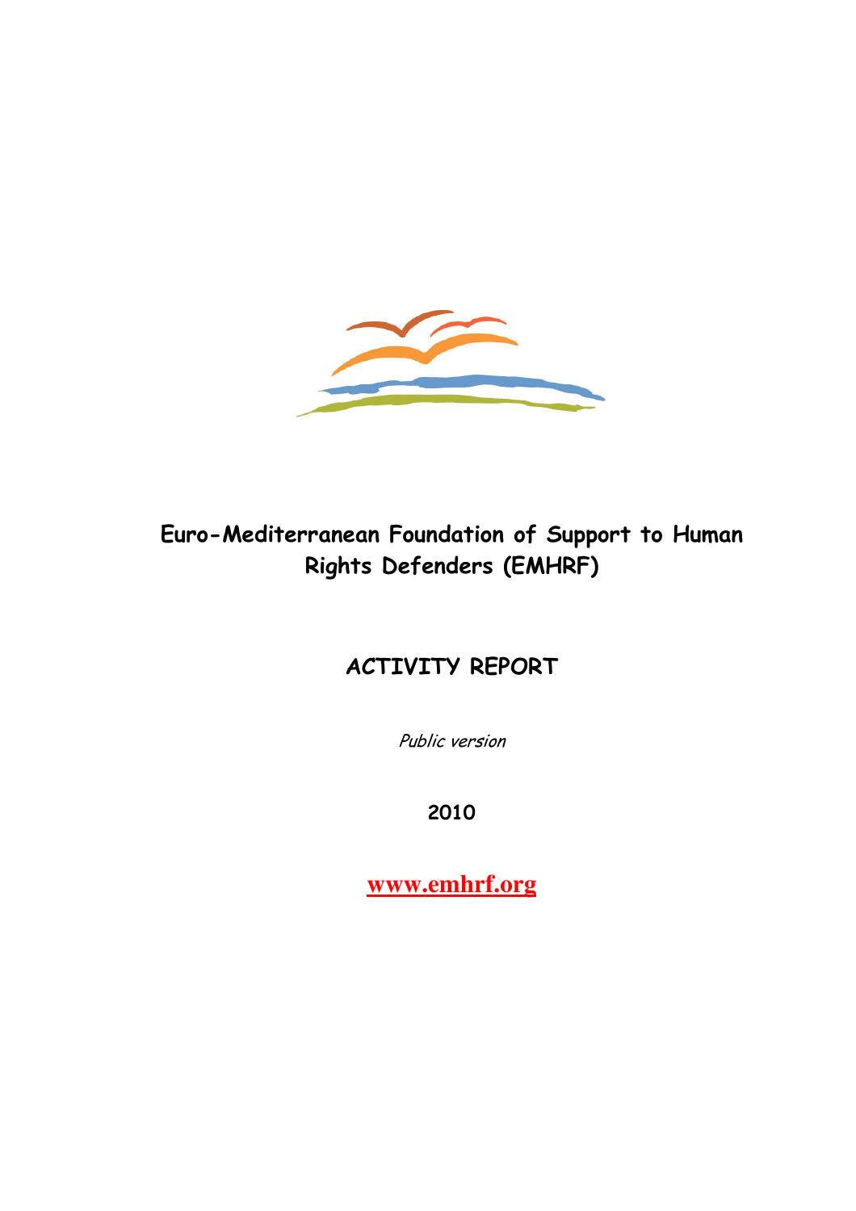# Euro-Mediterranean Foundation of Support to Human Rights Defenders (EMHRF)

## ACTIVITY REPORT

*Public version*

**2010**

**www.emhrf.org**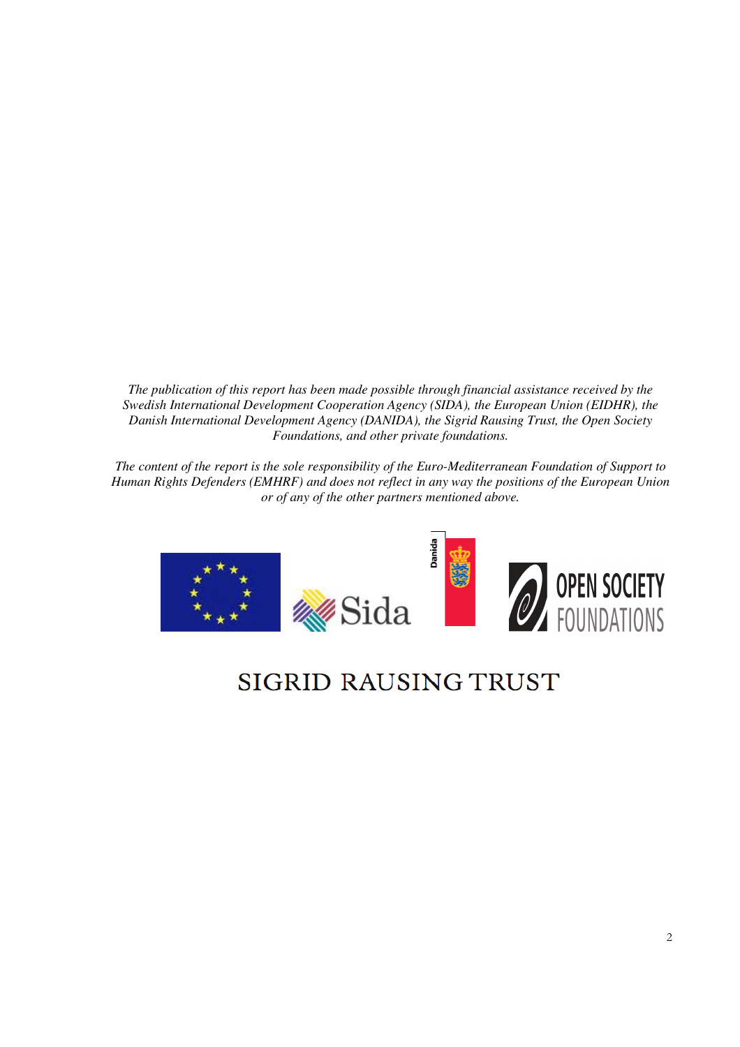*The publication of this report has been made possible through financial assistance received by the Swedish International Development Cooperation Agency (SIDA), the European Union (EIDHR), the Danish International Development Agency (DANIDA), the Sigrid Rausing Trust, the Open Society Foundations, and other private foundations.*

*The content of the report is the sole responsibility of the Euro-Mediterranean Foundation of Support to Human Rights Defenders (EMHRF) and does not reflect in any way the positions of the European Union or of any of the other partners mentioned above.*

Sida

Danida

OPEN SOCIETY FOUNDATIONS

SIGRID RAUSING TRUST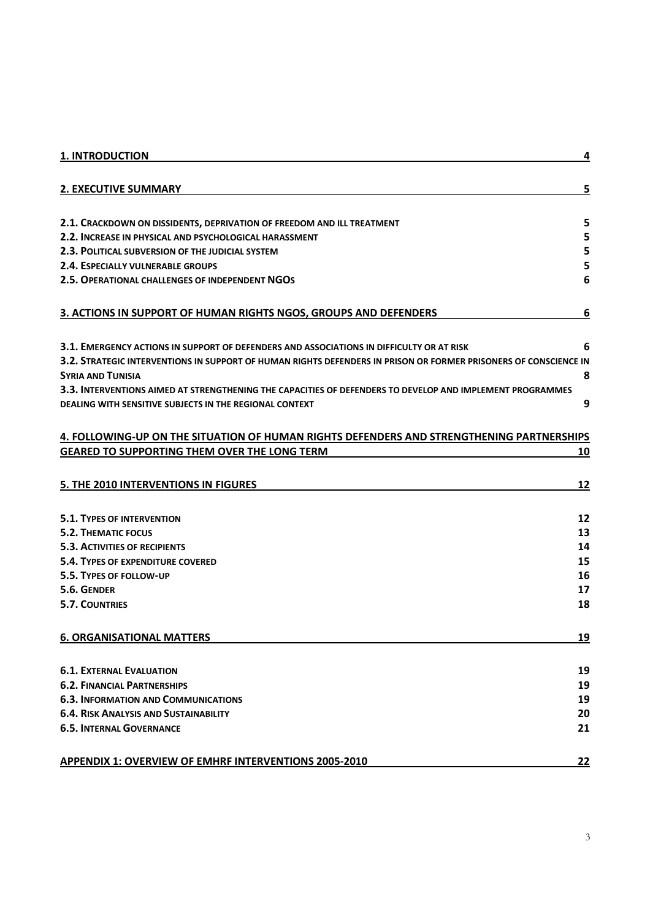| | |
|---|---|
| **1. INTRODUCTION** | **4** |
| **2. EXECUTIVE SUMMARY** | **5** |
| **2.1. CRACKDOWN ON DISSIDENTS, DEPRIVATION OF FREEDOM AND ILL TREATMENT** | **5** |
| **2.2. INCREASE IN PHYSICAL AND PSYCHOLOGICAL HARASSMENT** | **5** |
| **2.3. POLITICAL SUBVERSION OF THE JUDICIAL SYSTEM** | **5** |
| **2.4. ESPECIALLY VULNERABLE GROUPS** | **5** |
| **2.5. OPERATIONAL CHALLENGES OF INDEPENDENT NGOS** | **6** |
| **3. ACTIONS IN SUPPORT OF HUMAN RIGHTS NGOS, GROUPS AND DEFENDERS** | **6** |
| **3.1. EMERGENCY ACTIONS IN SUPPORT OF DEFENDERS AND ASSOCIATIONS IN DIFFICULTY OR AT RISK** | **6** |
| **3.2. STRATEGIC INTERVENTIONS IN SUPPORT OF HUMAN RIGHTS DEFENDERS IN PRISON OR FORMER PRISONERS OF CONSCIENCE IN SYRIA AND TUNISIA** | **8** |
| **3.3. INTERVENTIONS AIMED AT STRENGTHENING THE CAPACITIES OF DEFENDERS TO DEVELOP AND IMPLEMENT PROGRAMMES DEALING WITH SENSITIVE SUBJECTS IN THE REGIONAL CONTEXT** | **9** |
| **4. FOLLOWING-UP ON THE SITUATION OF HUMAN RIGHTS DEFENDERS AND STRENGTHENING PARTNERSHIPS GEARED TO SUPPORTING THEM OVER THE LONG TERM** | **10** |
| **5. THE 2010 INTERVENTIONS IN FIGURES** | **12** |
| **5.1. TYPES OF INTERVENTION** | **12** |
| **5.2. THEMATIC FOCUS** | **13** |
| **5.3. ACTIVITIES OF RECIPIENTS** | **14** |
| **5.4. TYPES OF EXPENDITURE COVERED** | **15** |
| **5.5. TYPES OF FOLLOW-UP** | **16** |
| **5.6. GENDER** | **17** |
| **5.7. COUNTRIES** | **18** |
| **6. ORGANISATIONAL MATTERS** | **19** |
| **6.1. EXTERNAL EVALUATION** | **19** |
| **6.2. FINANCIAL PARTNERSHIPS** | **19** |
| **6.3. INFORMATION AND COMMUNICATIONS** | **19** |
| **6.4. RISK ANALYSIS AND SUSTAINABILITY** | **20** |
| **6.5. INTERNAL GOVERNANCE** | **21** |
| **APPENDIX 1: OVERVIEW OF EMHRF INTERVENTIONS 2005-2010** | **22** |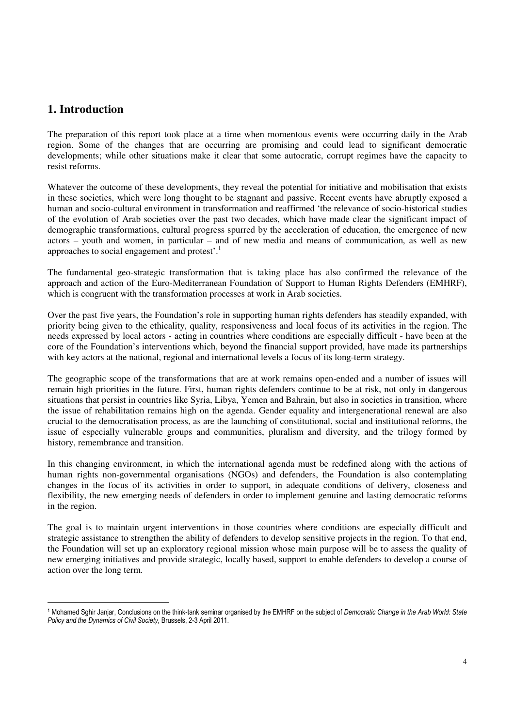## 1. Introduction

The preparation of this report took place at a time when momentous events were occurring daily in the Arab region. Some of the changes that are occurring are promising and could lead to significant democratic developments; while other situations make it clear that some autocratic, corrupt regimes have the capacity to resist reforms.

Whatever the outcome of these developments, they reveal the potential for initiative and mobilisation that exists in these societies, which were long thought to be stagnant and passive. Recent events have abruptly exposed a human and socio-cultural environment in transformation and reaffirmed 'the relevance of socio-historical studies of the evolution of Arab societies over the past two decades, which have made clear the significant impact of demographic transformations, cultural progress spurred by the acceleration of education, the emergence of new actors – youth and women, in particular – and of new media and means of communication, as well as new approaches to social engagement and protest'.[1]

The fundamental geo-strategic transformation that is taking place has also confirmed the relevance of the approach and action of the Euro-Mediterranean Foundation of Support to Human Rights Defenders (EMHRF), which is congruent with the transformation processes at work in Arab societies.

Over the past five years, the Foundation's role in supporting human rights defenders has steadily expanded, with priority being given to the ethicality, quality, responsiveness and local focus of its activities in the region. The needs expressed by local actors - acting in countries where conditions are especially difficult - have been at the core of the Foundation's interventions which, beyond the financial support provided, have made its partnerships with key actors at the national, regional and international levels a focus of its long-term strategy.

The geographic scope of the transformations that are at work remains open-ended and a number of issues will remain high priorities in the future. First, human rights defenders continue to be at risk, not only in dangerous situations that persist in countries like Syria, Libya, Yemen and Bahrain, but also in societies in transition, where the issue of rehabilitation remains high on the agenda. Gender equality and intergenerational renewal are also crucial to the democratisation process, as are the launching of constitutional, social and institutional reforms, the issue of especially vulnerable groups and communities, pluralism and diversity, and the trilogy formed by history, remembrance and transition.

In this changing environment, in which the international agenda must be redefined along with the actions of human rights non-governmental organisations (NGOs) and defenders, the Foundation is also contemplating changes in the focus of its activities in order to support, in adequate conditions of delivery, closeness and flexibility, the new emerging needs of defenders in order to implement genuine and lasting democratic reforms in the region.

The goal is to maintain urgent interventions in those countries where conditions are especially difficult and strategic assistance to strengthen the ability of defenders to develop sensitive projects in the region. To that end, the Foundation will set up an exploratory regional mission whose main purpose will be to assess the quality of new emerging initiatives and provide strategic, locally based, support to enable defenders to develop a course of action over the long term.

---

[1] Mohamed Sghir Janjar, Conclusions on the think-tank seminar organised by the EMHRF on the subject of *Democratic Change in the Arab World: State Policy and the Dynamics of Civil Society,* Brussels, 2-3 April 2011.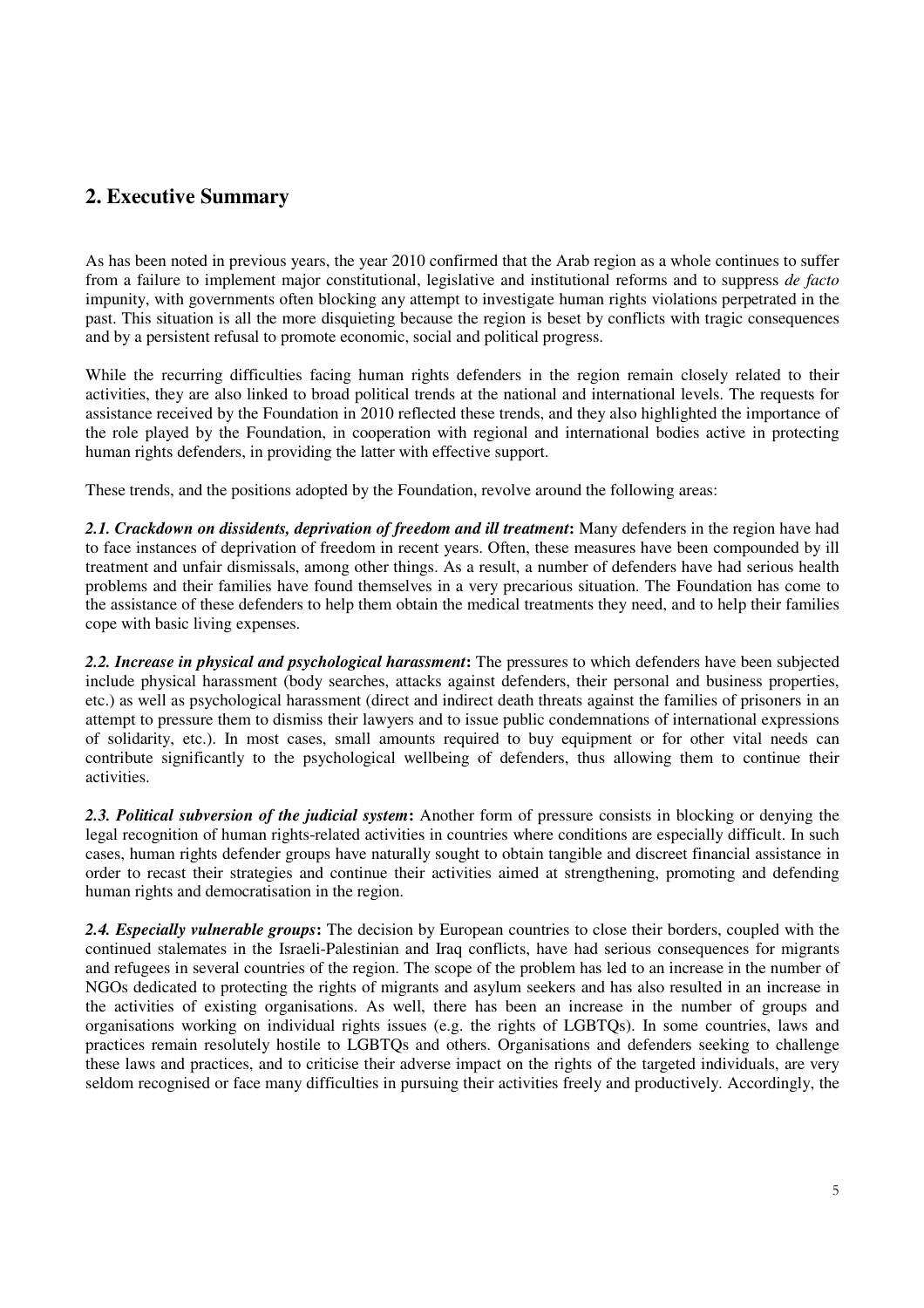## 2. Executive Summary

As has been noted in previous years, the year 2010 confirmed that the Arab region as a whole continues to suffer from a failure to implement major constitutional, legislative and institutional reforms and to suppress *de facto* impunity, with governments often blocking any attempt to investigate human rights violations perpetrated in the past. This situation is all the more disquieting because the region is beset by conflicts with tragic consequences and by a persistent refusal to promote economic, social and political progress.

While the recurring difficulties facing human rights defenders in the region remain closely related to their activities, they are also linked to broad political trends at the national and international levels. The requests for assistance received by the Foundation in 2010 reflected these trends, and they also highlighted the importance of the role played by the Foundation, in cooperation with regional and international bodies active in protecting human rights defenders, in providing the latter with effective support.

These trends, and the positions adopted by the Foundation, revolve around the following areas:

***2.1. Crackdown on dissidents, deprivation of freedom and ill treatment*:** Many defenders in the region have had to face instances of deprivation of freedom in recent years. Often, these measures have been compounded by ill treatment and unfair dismissals, among other things. As a result, a number of defenders have had serious health problems and their families have found themselves in a very precarious situation. The Foundation has come to the assistance of these defenders to help them obtain the medical treatments they need, and to help their families cope with basic living expenses.

***2.2. Increase in physical and psychological harassment*:** The pressures to which defenders have been subjected include physical harassment (body searches, attacks against defenders, their personal and business properties, etc.) as well as psychological harassment (direct and indirect death threats against the families of prisoners in an attempt to pressure them to dismiss their lawyers and to issue public condemnations of international expressions of solidarity, etc.). In most cases, small amounts required to buy equipment or for other vital needs can contribute significantly to the psychological wellbeing of defenders, thus allowing them to continue their activities.

***2.3. Political subversion of the judicial system*:** Another form of pressure consists in blocking or denying the legal recognition of human rights-related activities in countries where conditions are especially difficult. In such cases, human rights defender groups have naturally sought to obtain tangible and discreet financial assistance in order to recast their strategies and continue their activities aimed at strengthening, promoting and defending human rights and democratisation in the region.

***2.4. Especially vulnerable groups*:** The decision by European countries to close their borders, coupled with the continued stalemates in the Israeli-Palestinian and Iraq conflicts, have had serious consequences for migrants and refugees in several countries of the region. The scope of the problem has led to an increase in the number of NGOs dedicated to protecting the rights of migrants and asylum seekers and has also resulted in an increase in the activities of existing organisations. As well, there has been an increase in the number of groups and organisations working on individual rights issues (e.g. the rights of LGBTQs). In some countries, laws and practices remain resolutely hostile to LGBTQs and others. Organisations and defenders seeking to challenge these laws and practices, and to criticise their adverse impact on the rights of the targeted individuals, are very seldom recognised or face many difficulties in pursuing their activities freely and productively. Accordingly, the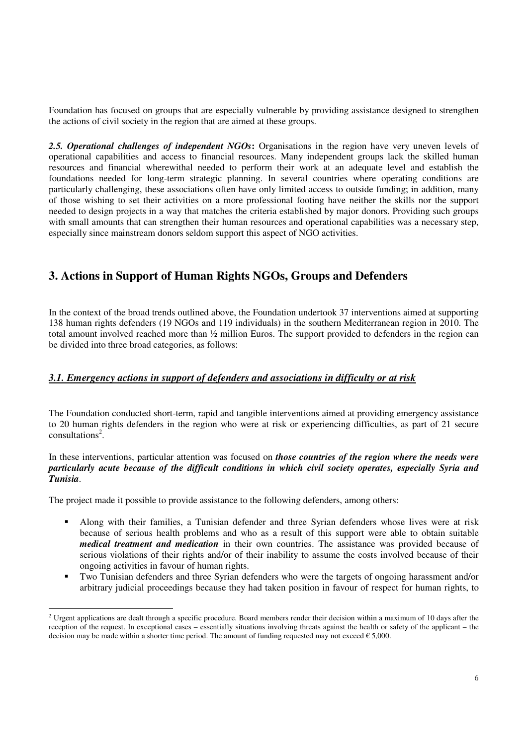Foundation has focused on groups that are especially vulnerable by providing assistance designed to strengthen the actions of civil society in the region that are aimed at these groups.

***2.5. Operational challenges of independent NGOs*:** Organisations in the region have very uneven levels of operational capabilities and access to financial resources. Many independent groups lack the skilled human resources and financial wherewithal needed to perform their work at an adequate level and establish the foundations needed for long-term strategic planning. In several countries where operating conditions are particularly challenging, these associations often have only limited access to outside funding; in addition, many of those wishing to set their activities on a more professional footing have neither the skills nor the support needed to design projects in a way that matches the criteria established by major donors. Providing such groups with small amounts that can strengthen their human resources and operational capabilities was a necessary step, especially since mainstream donors seldom support this aspect of NGO activities.

## 3. Actions in Support of Human Rights NGOs, Groups and Defenders

In the context of the broad trends outlined above, the Foundation undertook 37 interventions aimed at supporting 138 human rights defenders (19 NGOs and 119 individuals) in the southern Mediterranean region in 2010. The total amount involved reached more than ½ million Euros. The support provided to defenders in the region can be divided into three broad categories, as follows:

### ***3.1. Emergency actions in support of defenders and associations in difficulty or at risk***

The Foundation conducted short-term, rapid and tangible interventions aimed at providing emergency assistance to 20 human rights defenders in the region who were at risk or experiencing difficulties, as part of 21 secure consultations[2].

In these interventions, particular attention was focused on ***those countries of the region where the needs were particularly acute because of the difficult conditions in which civil society operates, especially Syria and Tunisia***.

The project made it possible to provide assistance to the following defenders, among others:

- Along with their families, a Tunisian defender and three Syrian defenders whose lives were at risk because of serious health problems and who as a result of this support were able to obtain suitable ***medical treatment and medication*** in their own countries. The assistance was provided because of serious violations of their rights and/or of their inability to assume the costs involved because of their ongoing activities in favour of human rights.
- Two Tunisian defenders and three Syrian defenders who were the targets of ongoing harassment and/or arbitrary judicial proceedings because they had taken position in favour of respect for human rights, to

[2] Urgent applications are dealt through a specific procedure. Board members render their decision within a maximum of 10 days after the reception of the request. In exceptional cases – essentially situations involving threats against the health or safety of the applicant – the decision may be made within a shorter time period. The amount of funding requested may not exceed € 5,000.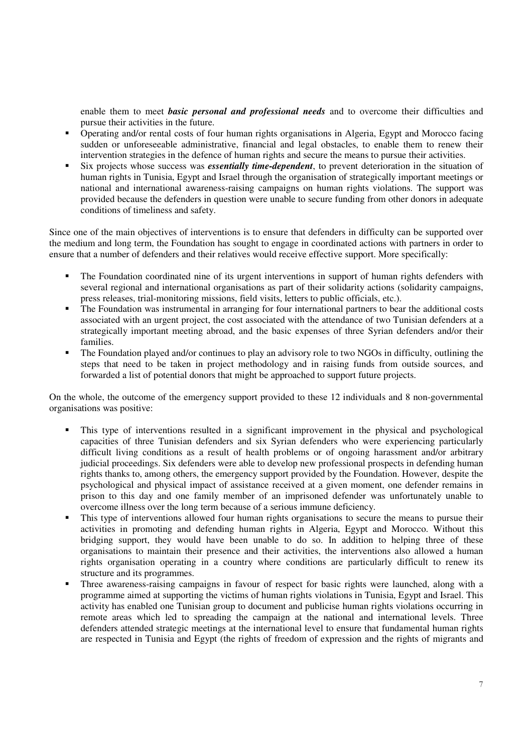enable them to meet ***basic personal and professional needs*** and to overcome their difficulties and pursue their activities in the future.

- Operating and/or rental costs of four human rights organisations in Algeria, Egypt and Morocco facing sudden or unforeseeable administrative, financial and legal obstacles, to enable them to renew their intervention strategies in the defence of human rights and secure the means to pursue their activities.
- Six projects whose success was ***essentially time-dependent***, to prevent deterioration in the situation of human rights in Tunisia, Egypt and Israel through the organisation of strategically important meetings or national and international awareness-raising campaigns on human rights violations. The support was provided because the defenders in question were unable to secure funding from other donors in adequate conditions of timeliness and safety.

Since one of the main objectives of interventions is to ensure that defenders in difficulty can be supported over the medium and long term, the Foundation has sought to engage in coordinated actions with partners in order to ensure that a number of defenders and their relatives would receive effective support. More specifically:

- The Foundation coordinated nine of its urgent interventions in support of human rights defenders with several regional and international organisations as part of their solidarity actions (solidarity campaigns, press releases, trial-monitoring missions, field visits, letters to public officials, etc.).
- The Foundation was instrumental in arranging for four international partners to bear the additional costs associated with an urgent project, the cost associated with the attendance of two Tunisian defenders at a strategically important meeting abroad, and the basic expenses of three Syrian defenders and/or their families.
- The Foundation played and/or continues to play an advisory role to two NGOs in difficulty, outlining the steps that need to be taken in project methodology and in raising funds from outside sources, and forwarded a list of potential donors that might be approached to support future projects.

On the whole, the outcome of the emergency support provided to these 12 individuals and 8 non-governmental organisations was positive:

- This type of interventions resulted in a significant improvement in the physical and psychological capacities of three Tunisian defenders and six Syrian defenders who were experiencing particularly difficult living conditions as a result of health problems or of ongoing harassment and/or arbitrary judicial proceedings. Six defenders were able to develop new professional prospects in defending human rights thanks to, among others, the emergency support provided by the Foundation. However, despite the psychological and physical impact of assistance received at a given moment, one defender remains in prison to this day and one family member of an imprisoned defender was unfortunately unable to overcome illness over the long term because of a serious immune deficiency.
- This type of interventions allowed four human rights organisations to secure the means to pursue their activities in promoting and defending human rights in Algeria, Egypt and Morocco. Without this bridging support, they would have been unable to do so. In addition to helping three of these organisations to maintain their presence and their activities, the interventions also allowed a human rights organisation operating in a country where conditions are particularly difficult to renew its structure and its programmes.
- Three awareness-raising campaigns in favour of respect for basic rights were launched, along with a programme aimed at supporting the victims of human rights violations in Tunisia, Egypt and Israel. This activity has enabled one Tunisian group to document and publicise human rights violations occurring in remote areas which led to spreading the campaign at the national and international levels. Three defenders attended strategic meetings at the international level to ensure that fundamental human rights are respected in Tunisia and Egypt (the rights of freedom of expression and the rights of migrants and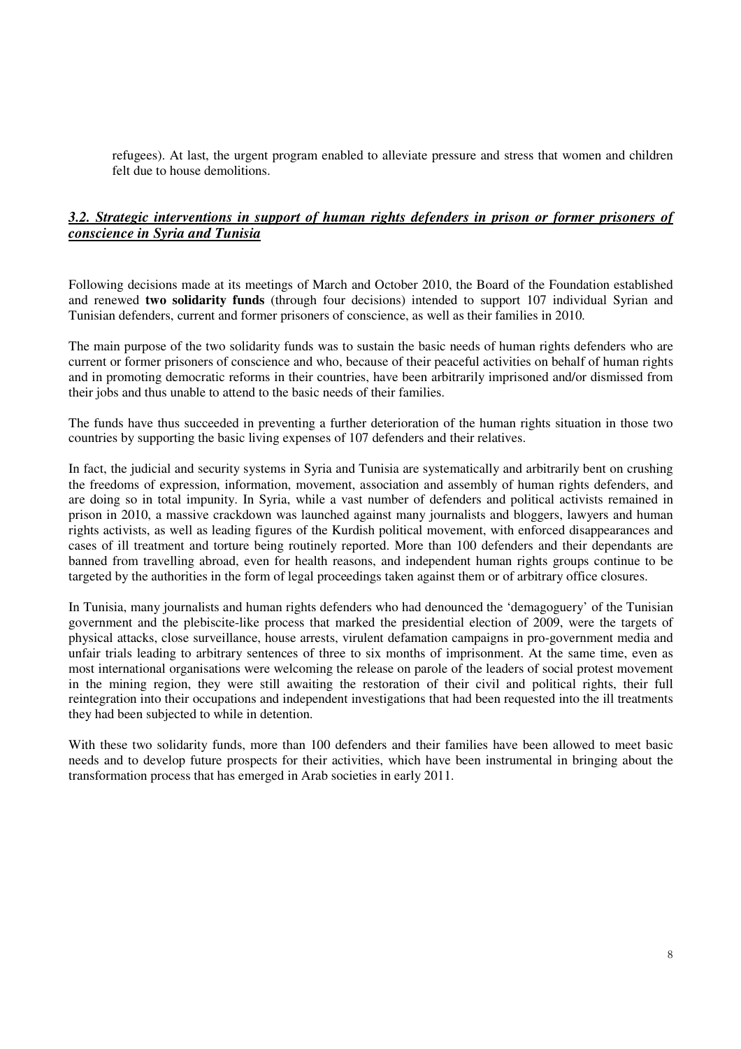refugees). At last, the urgent program enabled to alleviate pressure and stress that women and children felt due to house demolitions.

### ***3.2. Strategic interventions in support of human rights defenders in prison or former prisoners of conscience in Syria and Tunisia***

Following decisions made at its meetings of March and October 2010, the Board of the Foundation established and renewed **two solidarity funds** (through four decisions) intended to support 107 individual Syrian and Tunisian defenders, current and former prisoners of conscience, as well as their families in 2010.

The main purpose of the two solidarity funds was to sustain the basic needs of human rights defenders who are current or former prisoners of conscience and who, because of their peaceful activities on behalf of human rights and in promoting democratic reforms in their countries, have been arbitrarily imprisoned and/or dismissed from their jobs and thus unable to attend to the basic needs of their families.

The funds have thus succeeded in preventing a further deterioration of the human rights situation in those two countries by supporting the basic living expenses of 107 defenders and their relatives.

In fact, the judicial and security systems in Syria and Tunisia are systematically and arbitrarily bent on crushing the freedoms of expression, information, movement, association and assembly of human rights defenders, and are doing so in total impunity. In Syria, while a vast number of defenders and political activists remained in prison in 2010, a massive crackdown was launched against many journalists and bloggers, lawyers and human rights activists, as well as leading figures of the Kurdish political movement, with enforced disappearances and cases of ill treatment and torture being routinely reported. More than 100 defenders and their dependants are banned from travelling abroad, even for health reasons, and independent human rights groups continue to be targeted by the authorities in the form of legal proceedings taken against them or of arbitrary office closures.

In Tunisia, many journalists and human rights defenders who had denounced the 'demagoguery' of the Tunisian government and the plebiscite-like process that marked the presidential election of 2009, were the targets of physical attacks, close surveillance, house arrests, virulent defamation campaigns in pro-government media and unfair trials leading to arbitrary sentences of three to six months of imprisonment. At the same time, even as most international organisations were welcoming the release on parole of the leaders of social protest movement in the mining region, they were still awaiting the restoration of their civil and political rights, their full reintegration into their occupations and independent investigations that had been requested into the ill treatments they had been subjected to while in detention.

With these two solidarity funds, more than 100 defenders and their families have been allowed to meet basic needs and to develop future prospects for their activities, which have been instrumental in bringing about the transformation process that has emerged in Arab societies in early 2011.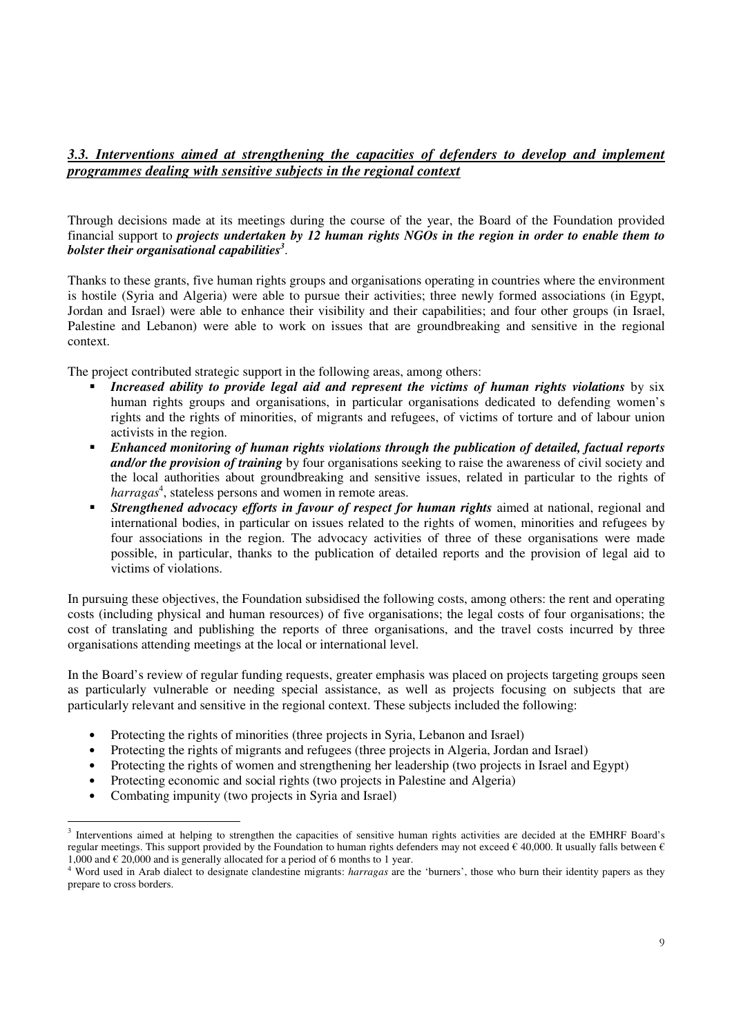### *3.3. Interventions aimed at strengthening the capacities of defenders to develop and implement programmes dealing with sensitive subjects in the regional context*

Through decisions made at its meetings during the course of the year, the Board of the Foundation provided financial support to ***projects undertaken by 12 human rights NGOs in the region in order to enable them to bolster their organisational capabilities***[3].

Thanks to these grants, five human rights groups and organisations operating in countries where the environment is hostile (Syria and Algeria) were able to pursue their activities; three newly formed associations (in Egypt, Jordan and Israel) were able to enhance their visibility and their capabilities; and four other groups (in Israel, Palestine and Lebanon) were able to work on issues that are groundbreaking and sensitive in the regional context.

The project contributed strategic support in the following areas, among others:

- ***Increased ability to provide legal aid and represent the victims of human rights violations*** by six human rights groups and organisations, in particular organisations dedicated to defending women's rights and the rights of minorities, of migrants and refugees, of victims of torture and of labour union activists in the region.
- ***Enhanced monitoring of human rights violations through the publication of detailed, factual reports and/or the provision of training*** by four organisations seeking to raise the awareness of civil society and the local authorities about groundbreaking and sensitive issues, related in particular to the rights of *harragas*[4], stateless persons and women in remote areas.
- ***Strengthened advocacy efforts in favour of respect for human rights*** aimed at national, regional and international bodies, in particular on issues related to the rights of women, minorities and refugees by four associations in the region. The advocacy activities of three of these organisations were made possible, in particular, thanks to the publication of detailed reports and the provision of legal aid to victims of violations.

In pursuing these objectives, the Foundation subsidised the following costs, among others: the rent and operating costs (including physical and human resources) of five organisations; the legal costs of four organisations; the cost of translating and publishing the reports of three organisations, and the travel costs incurred by three organisations attending meetings at the local or international level.

In the Board's review of regular funding requests, greater emphasis was placed on projects targeting groups seen as particularly vulnerable or needing special assistance, as well as projects focusing on subjects that are particularly relevant and sensitive in the regional context. These subjects included the following:

- Protecting the rights of minorities (three projects in Syria, Lebanon and Israel)
- Protecting the rights of migrants and refugees (three projects in Algeria, Jordan and Israel)
- Protecting the rights of women and strengthening her leadership (two projects in Israel and Egypt)
- Protecting economic and social rights (two projects in Palestine and Algeria)
- Combating impunity (two projects in Syria and Israel)

---

[3] Interventions aimed at helping to strengthen the capacities of sensitive human rights activities are decided at the EMHRF Board's regular meetings. This support provided by the Foundation to human rights defenders may not exceed € 40,000. It usually falls between € 1,000 and € 20,000 and is generally allocated for a period of 6 months to 1 year.

[4] Word used in Arab dialect to designate clandestine migrants: *harragas* are the 'burners', those who burn their identity papers as they prepare to cross borders.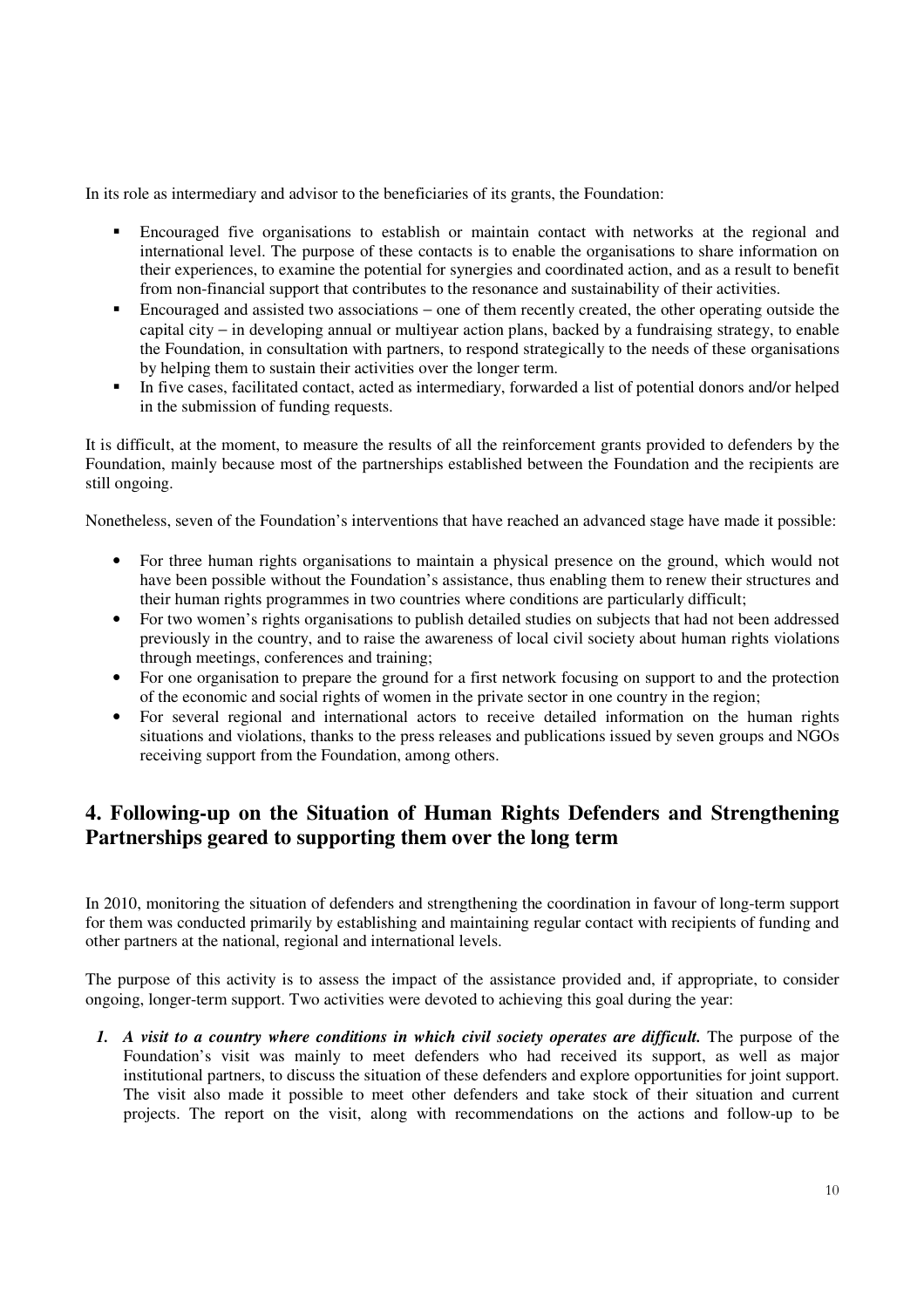In its role as intermediary and advisor to the beneficiaries of its grants, the Foundation:

- Encouraged five organisations to establish or maintain contact with networks at the regional and international level. The purpose of these contacts is to enable the organisations to share information on their experiences, to examine the potential for synergies and coordinated action, and as a result to benefit from non-financial support that contributes to the resonance and sustainability of their activities.
- Encouraged and assisted two associations – one of them recently created, the other operating outside the capital city – in developing annual or multiyear action plans, backed by a fundraising strategy, to enable the Foundation, in consultation with partners, to respond strategically to the needs of these organisations by helping them to sustain their activities over the longer term.
- In five cases, facilitated contact, acted as intermediary, forwarded a list of potential donors and/or helped in the submission of funding requests.

It is difficult, at the moment, to measure the results of all the reinforcement grants provided to defenders by the Foundation, mainly because most of the partnerships established between the Foundation and the recipients are still ongoing.

Nonetheless, seven of the Foundation's interventions that have reached an advanced stage have made it possible:

- For three human rights organisations to maintain a physical presence on the ground, which would not have been possible without the Foundation's assistance, thus enabling them to renew their structures and their human rights programmes in two countries where conditions are particularly difficult;
- For two women's rights organisations to publish detailed studies on subjects that had not been addressed previously in the country, and to raise the awareness of local civil society about human rights violations through meetings, conferences and training;
- For one organisation to prepare the ground for a first network focusing on support to and the protection of the economic and social rights of women in the private sector in one country in the region;
- For several regional and international actors to receive detailed information on the human rights situations and violations, thanks to the press releases and publications issued by seven groups and NGOs receiving support from the Foundation, among others.

## 4. Following-up on the Situation of Human Rights Defenders and Strengthening Partnerships geared to supporting them over the long term

In 2010, monitoring the situation of defenders and strengthening the coordination in favour of long-term support for them was conducted primarily by establishing and maintaining regular contact with recipients of funding and other partners at the national, regional and international levels.

The purpose of this activity is to assess the impact of the assistance provided and, if appropriate, to consider ongoing, longer-term support. Two activities were devoted to achieving this goal during the year:

1. ***A visit to a country where conditions in which civil society operates are difficult.*** The purpose of the Foundation's visit was mainly to meet defenders who had received its support, as well as major institutional partners, to discuss the situation of these defenders and explore opportunities for joint support. The visit also made it possible to meet other defenders and take stock of their situation and current projects. The report on the visit, along with recommendations on the actions and follow-up to be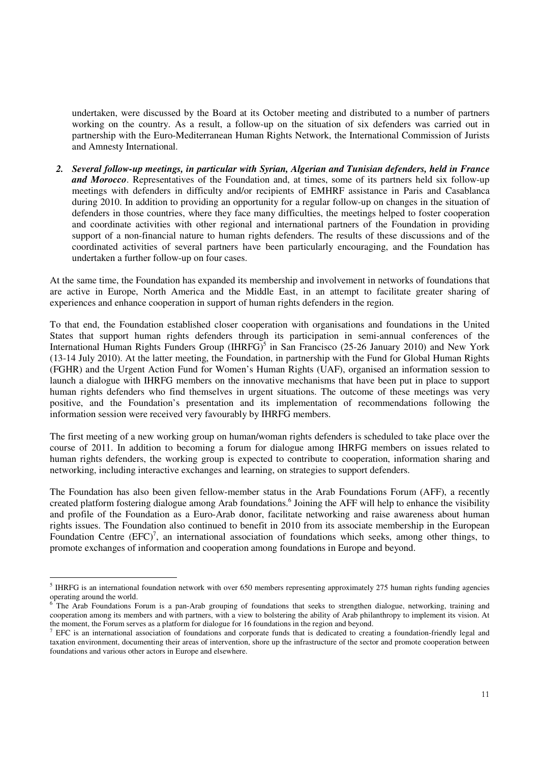undertaken, were discussed by the Board at its October meeting and distributed to a number of partners working on the country. As a result, a follow-up on the situation of six defenders was carried out in partnership with the Euro-Mediterranean Human Rights Network, the International Commission of Jurists and Amnesty International.

2. ***Several follow-up meetings, in particular with Syrian, Algerian and Tunisian defenders, held in France and Morocco*.** Representatives of the Foundation and, at times, some of its partners held six follow-up meetings with defenders in difficulty and/or recipients of EMHRF assistance in Paris and Casablanca during 2010. In addition to providing an opportunity for a regular follow-up on changes in the situation of defenders in those countries, where they face many difficulties, the meetings helped to foster cooperation and coordinate activities with other regional and international partners of the Foundation in providing support of a non-financial nature to human rights defenders. The results of these discussions and of the coordinated activities of several partners have been particularly encouraging, and the Foundation has undertaken a further follow-up on four cases.

At the same time, the Foundation has expanded its membership and involvement in networks of foundations that are active in Europe, North America and the Middle East, in an attempt to facilitate greater sharing of experiences and enhance cooperation in support of human rights defenders in the region.

To that end, the Foundation established closer cooperation with organisations and foundations in the United States that support human rights defenders through its participation in semi-annual conferences of the International Human Rights Funders Group (IHRFG)[5] in San Francisco (25-26 January 2010) and New York (13-14 July 2010). At the latter meeting, the Foundation, in partnership with the Fund for Global Human Rights (FGHR) and the Urgent Action Fund for Women's Human Rights (UAF), organised an information session to launch a dialogue with IHRFG members on the innovative mechanisms that have been put in place to support human rights defenders who find themselves in urgent situations. The outcome of these meetings was very positive, and the Foundation's presentation and its implementation of recommendations following the information session were received very favourably by IHRFG members.

The first meeting of a new working group on human/woman rights defenders is scheduled to take place over the course of 2011. In addition to becoming a forum for dialogue among IHRFG members on issues related to human rights defenders, the working group is expected to contribute to cooperation, information sharing and networking, including interactive exchanges and learning, on strategies to support defenders.

The Foundation has also been given fellow-member status in the Arab Foundations Forum (AFF), a recently created platform fostering dialogue among Arab foundations.[6] Joining the AFF will help to enhance the visibility and profile of the Foundation as a Euro-Arab donor, facilitate networking and raise awareness about human rights issues. The Foundation also continued to benefit in 2010 from its associate membership in the European Foundation Centre (EFC)[7], an international association of foundations which seeks, among other things, to promote exchanges of information and cooperation among foundations in Europe and beyond.

---

[5] IHRFG is an international foundation network with over 650 members representing approximately 275 human rights funding agencies operating around the world.

[6] The Arab Foundations Forum is a pan-Arab grouping of foundations that seeks to strengthen dialogue, networking, training and cooperation among its members and with partners, with a view to bolstering the ability of Arab philanthropy to implement its vision. At the moment, the Forum serves as a platform for dialogue for 16 foundations in the region and beyond.

[7] EFC is an international association of foundations and corporate funds that is dedicated to creating a foundation-friendly legal and taxation environment, documenting their areas of intervention, shore up the infrastructure of the sector and promote cooperation between foundations and various other actors in Europe and elsewhere.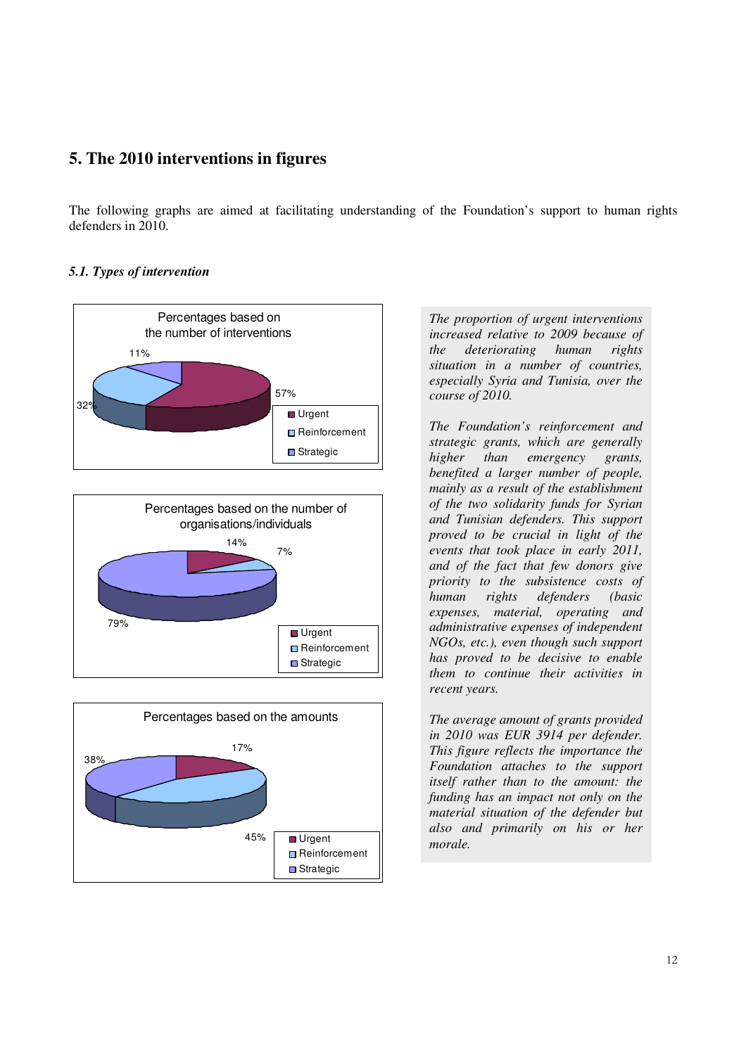## 5. The 2010 interventions in figures

The following graphs are aimed at facilitating understanding of the Foundation's support to human rights defenders in 2010.

### *5.1. Types of intervention*

Percentages based on the number of interventions

| Type | Percentage |
|---|---|
| Urgent | 57% |
| Reinforcement | 32% |
| Strategic | 11% |

Percentages based on the number of organisations/individuals

| Type | Percentage |
|---|---|
| Urgent | 14% |
| Reinforcement | 7% |
| Strategic | 79% |

Percentages based on the amounts

| Type | Percentage |
|---|---|
| Urgent | 17% |
| Reinforcement | 45% |
| Strategic | 38% |

*The proportion of urgent interventions increased relative to 2009 because of the deteriorating human rights situation in a number of countries, especially Syria and Tunisia, over the course of 2010.*

*The Foundation's reinforcement and strategic grants, which are generally higher than emergency grants, benefited a larger number of people, mainly as a result of the establishment of the two solidarity funds for Syrian and Tunisian defenders. This support proved to be crucial in light of the events that took place in early 2011, and of the fact that few donors give priority to the subsistence costs of human rights defenders (basic expenses, material, operating and administrative expenses of independent NGOs, etc.), even though such support has proved to be decisive to enable them to continue their activities in recent years.*

*The average amount of grants provided in 2010 was EUR 3914 per defender. This figure reflects the importance the Foundation attaches to the support itself rather than to the amount: the funding has an impact not only on the material situation of the defender but also and primarily on his or her morale.*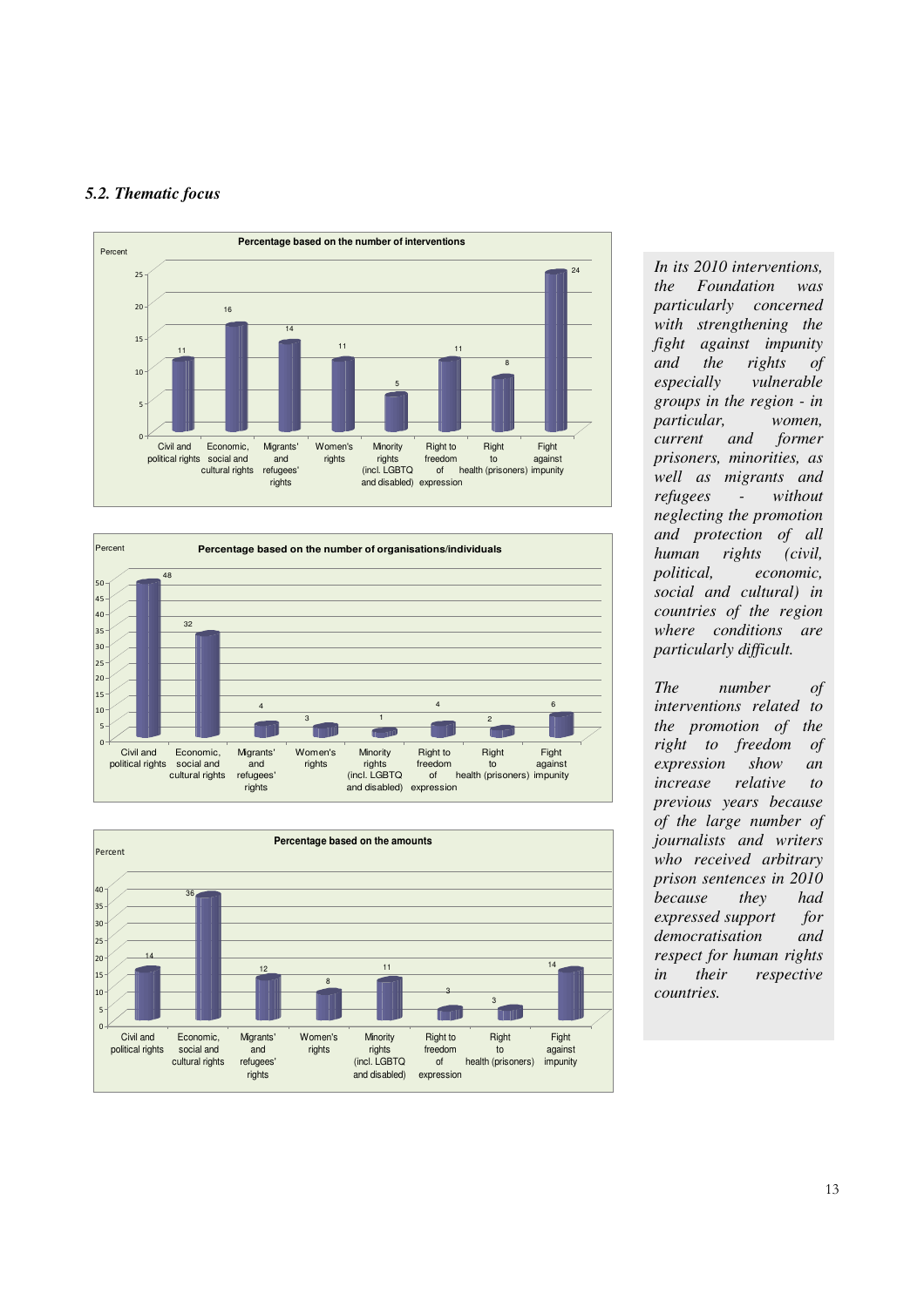### *5.2. Thematic focus*

**Percentage based on the number of interventions**

| Category | Percent |
|---|---|
| Civil and political rights | 11 |
| Economic, social and cultural rights | 16 |
| Migrants' and refugees' rights | 14 |
| Women's rights | 11 |
| Minority rights (incl. LGBTQ and disabled) | 5 |
| Right to freedom of expression | 11 |
| Right to health (prisoners) | 8 |
| Fight against impunity | 24 |

**Percentage based on the number of organisations/individuals**

| Category | Percent |
|---|---|
| Civil and political rights | 48 |
| Economic, social and cultural rights | 32 |
| Migrants' and refugees' rights | 4 |
| Women's rights | 3 |
| Minority rights (incl. LGBTQ and disabled) | 1 |
| Right to freedom of expression | 4 |
| Right to health (prisoners) | 2 |
| Fight against impunity | 6 |

**Percentage based on the amounts**

| Category | Percent |
|---|---|
| Civil and political rights | 14 |
| Economic, social and cultural rights | 36 |
| Migrants' and refugees' rights | 12 |
| Women's rights | 8 |
| Minority rights (incl. LGBTQ and disabled) | 11 |
| Right to freedom of expression | 3 |
| Right to health (prisoners) | 3 |
| Fight against impunity | 14 |

*In its 2010 interventions, the Foundation was particularly concerned with strengthening the fight against impunity and the rights of especially vulnerable groups in the region - in particular, women, current and former prisoners, minorities, as well as migrants and refugees - without neglecting the promotion and protection of all human rights (civil, political, economic, social and cultural) in countries of the region where conditions are particularly difficult.*

*The number of interventions related to the promotion of the right to freedom of expression show an increase relative to previous years because of the large number of journalists and writers who received arbitrary prison sentences in 2010 because they had expressed support for democratisation and respect for human rights in their respective countries.*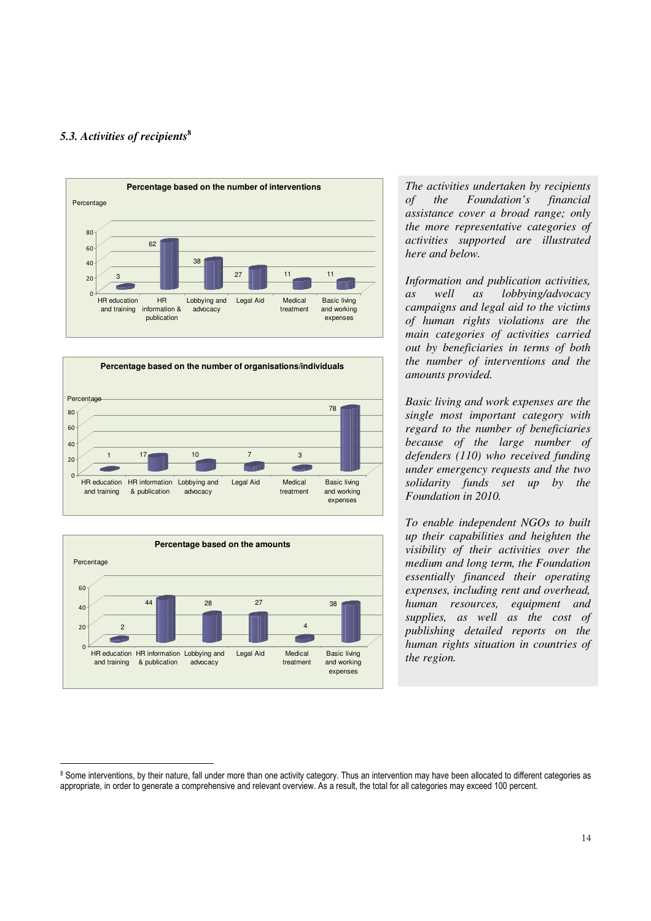### *5.3. Activities of recipients*[8]

**Percentage based on the number of interventions**

| Activity | Percentage |
|---|---|
| HR education and training | 3 |
| HR information & publication | 62 |
| Lobbying and advocacy | 38 |
| Legal Aid | 27 |
| Medical treatment | 11 |
| Basic living and working expenses | 11 |

**Percentage based on the number of organisations/individuals**

| Activity | Percentage |
|---|---|
| HR education and training | 1 |
| HR information & publication | 17 |
| Lobbying and advocacy | 10 |
| Legal Aid | 7 |
| Medical treatment | 3 |
| Basic living and working expenses | 78 |

**Percentage based on the amounts**

| Activity | Percentage |
|---|---|
| HR education and training | 2 |
| HR information & publication | 44 |
| Lobbying and advocacy | 28 |
| Legal Aid | 27 |
| Medical treatment | 4 |
| Basic living and working expenses | 38 |

*The activities undertaken by recipients of the Foundation's financial assistance cover a broad range; only the more representative categories of activities supported are illustrated here and below.*

*Information and publication activities, as well as lobbying/advocacy campaigns and legal aid to the victims of human rights violations are the main categories of activities carried out by beneficiaries in terms of both the number of interventions and the amounts provided.*

*Basic living and work expenses are the single most important category with regard to the number of beneficiaries because of the large number of defenders (110) who received funding under emergency requests and the two solidarity funds set up by the Foundation in 2010.*

*To enable independent NGOs to built up their capabilities and heighten the visibility of their activities over the medium and long term, the Foundation essentially financed their operating expenses, including rent and overhead, human resources, equipment and supplies, as well as the cost of publishing detailed reports on the human rights situation in countries of the region.*

---

[8] Some interventions, by their nature, fall under more than one activity category. Thus an intervention may have been allocated to different categories as appropriate, in order to generate a comprehensive and relevant overview. As a result, the total for all categories may exceed 100 percent.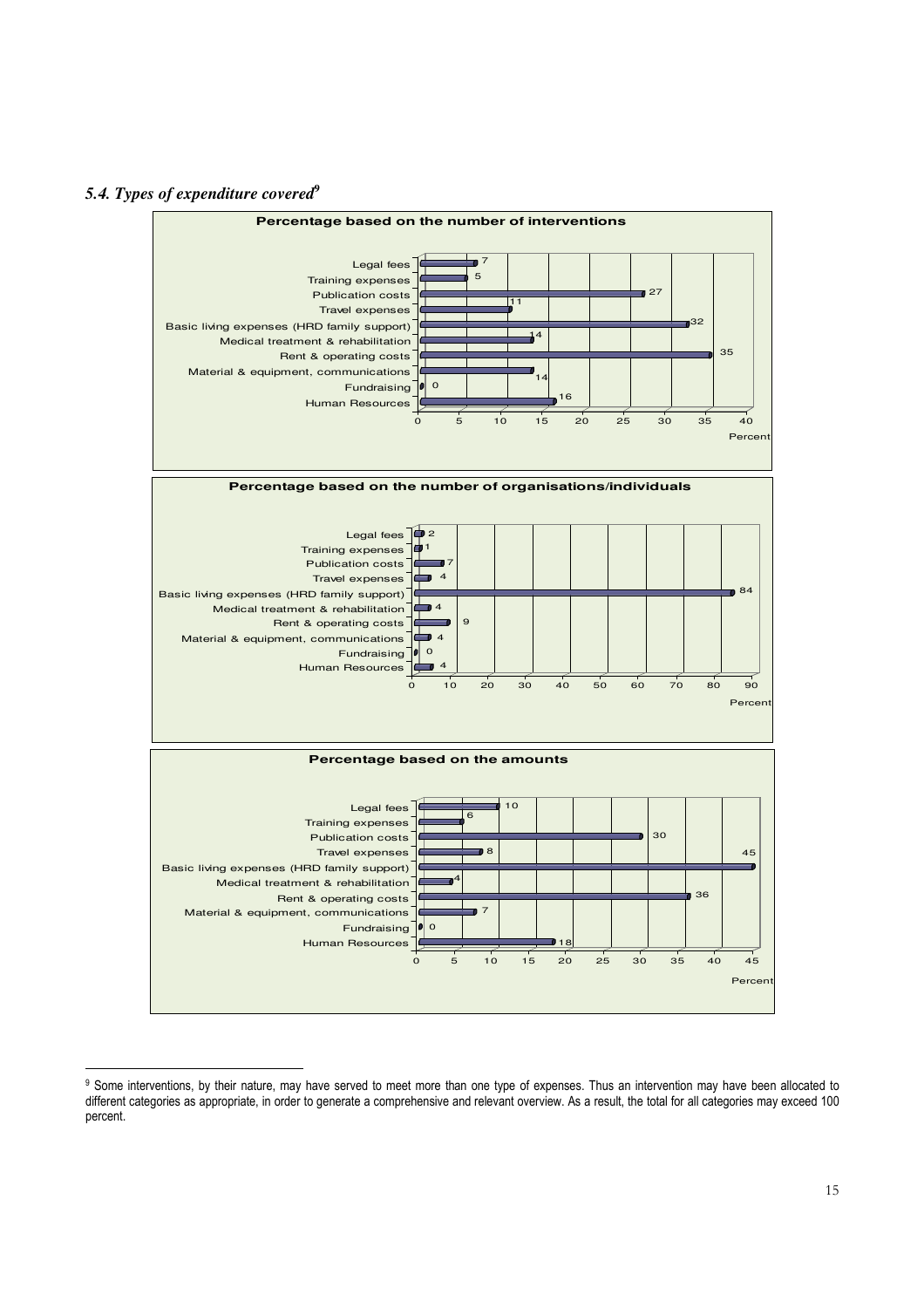### *5.4. Types of expenditure covered*[9]

**Percentage based on the number of interventions**

| Category | Percent |
|---|---|
| Legal fees | 7 |
| Training expenses | 5 |
| Publication costs | 27 |
| Travel expenses | 11 |
| Basic living expenses (HRD family support) | 32 |
| Medical treatment & rehabilitation | 14 |
| Rent & operating costs | 35 |
| Material & equipment, communications | 14 |
| Fundraising | 0 |
| Human Resources | 16 |

**Percentage based on the number of organisations/individuals**

| Category | Percent |
|---|---|
| Legal fees | 2 |
| Training expenses | 1 |
| Publication costs | 7 |
| Travel expenses | 4 |
| Basic living expenses (HRD family support) | 84 |
| Medical treatment & rehabilitation | 4 |
| Rent & operating costs | 9 |
| Material & equipment, communications | 4 |
| Fundraising | 0 |
| Human Resources | 4 |

**Percentage based on the amounts**

| Category | Percent |
|---|---|
| Legal fees | 10 |
| Training expenses | 6 |
| Publication costs | 30 |
| Travel expenses | 8 |
| Basic living expenses (HRD family support) | 45 |
| Medical treatment & rehabilitation | 4 |
| Rent & operating costs | 36 |
| Material & equipment, communications | 7 |
| Fundraising | 0 |
| Human Resources | 18 |

---

[9] Some interventions, by their nature, may have served to meet more than one type of expenses. Thus an intervention may have been allocated to different categories as appropriate, in order to generate a comprehensive and relevant overview. As a result, the total for all categories may exceed 100 percent.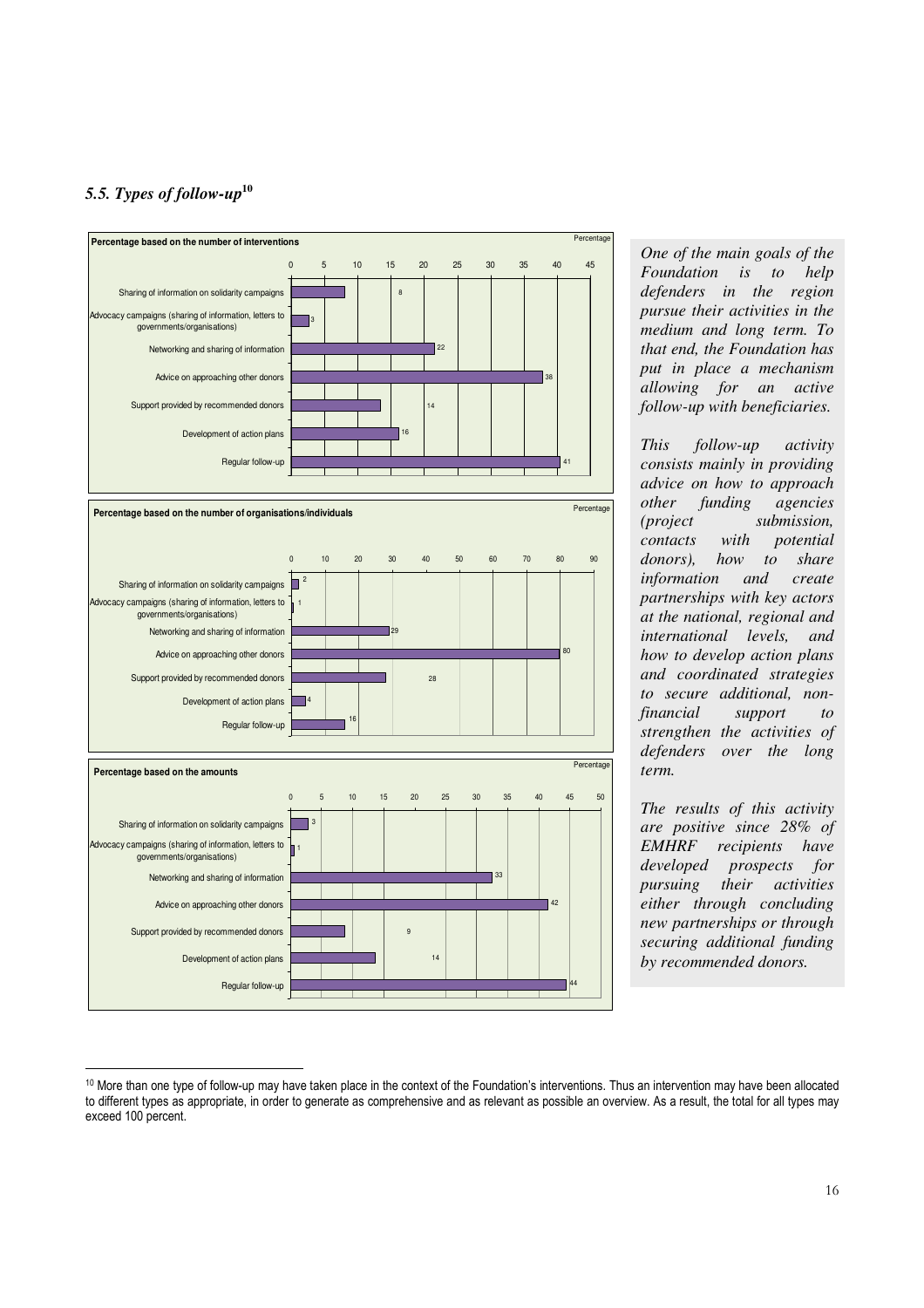### *5.5. Types of follow-up*[10]

**Percentage based on the number of interventions**

| Type of follow-up | Percentage |
| --- | --- |
| Sharing of information on solidarity campaigns | 8 |
| Advocacy campaigns (sharing of information, letters to governments/organisations) | 3 |
| Networking and sharing of information | 22 |
| Advice on approaching other donors | 38 |
| Support provided by recommended donors | 14 |
| Development of action plans | 16 |
| Regular follow-up | 41 |

**Percentage based on the number of organisations/individuals**

| Type of follow-up | Percentage |
| --- | --- |
| Sharing of information on solidarity campaigns | 2 |
| Advocacy campaigns (sharing of information, letters to governments/organisations) | 1 |
| Networking and sharing of information | 29 |
| Advice on approaching other donors | 80 |
| Support provided by recommended donors | 28 |
| Development of action plans | 4 |
| Regular follow-up | 16 |

**Percentage based on the amounts**

| Type of follow-up | Percentage |
| --- | --- |
| Sharing of information on solidarity campaigns | 3 |
| Advocacy campaigns (sharing of information, letters to governments/organisations) | 1 |
| Networking and sharing of information | 33 |
| Advice on approaching other donors | 42 |
| Support provided by recommended donors | 9 |
| Development of action plans | 14 |
| Regular follow-up | 44 |

*One of the main goals of the Foundation is to help defenders in the region pursue their activities in the medium and long term. To that end, the Foundation has put in place a mechanism allowing for an active follow-up with beneficiaries.*

*This follow-up activity consists mainly in providing advice on how to approach other funding agencies (project submission, contacts with potential donors), how to share information and create partnerships with key actors at the national, regional and international levels, and how to develop action plans and coordinated strategies to secure additional, non-financial support to strengthen the activities of defenders over the long term.*

*The results of this activity are positive since 28% of EMHRF recipients have developed prospects for pursuing their activities either through concluding new partnerships or through securing additional funding by recommended donors.*

[10] More than one type of follow-up may have taken place in the context of the Foundation's interventions. Thus an intervention may have been allocated to different types as appropriate, in order to generate as comprehensive and as relevant as possible an overview. As a result, the total for all types may exceed 100 percent.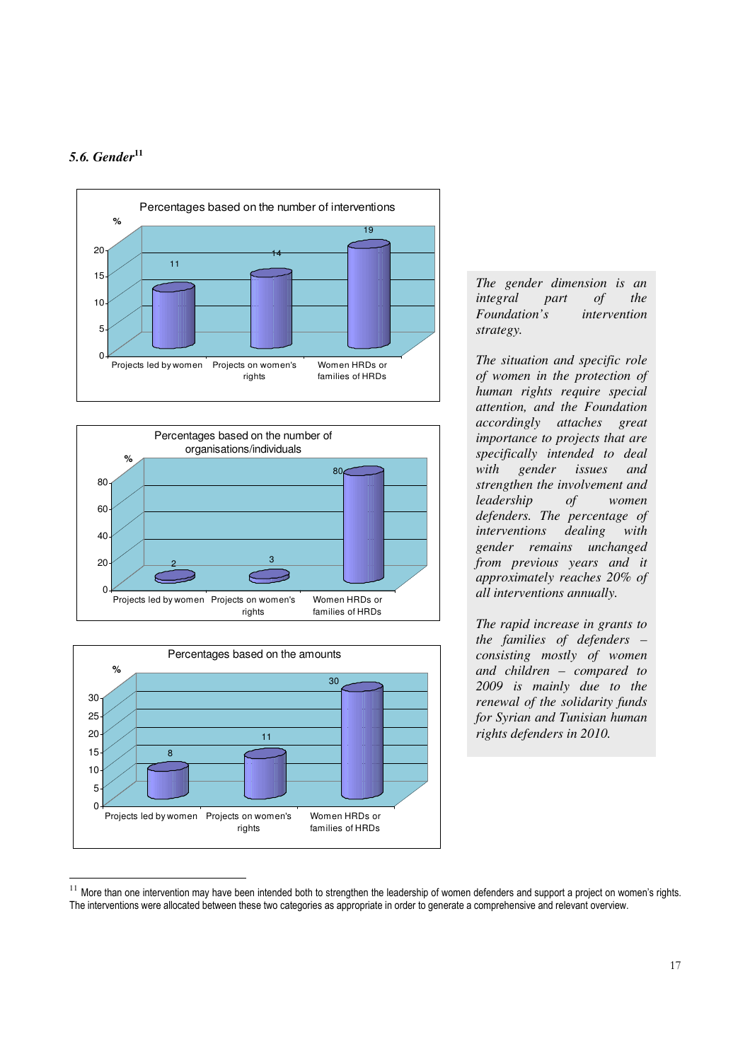### *5.6. Gender*[11]

**Percentages based on the number of interventions**

| | % |
|---|---|
| Projects led by women | 11 |
| Projects on women's rights | 14 |
| Women HRDs or families of HRDs | 19 |

**Percentages based on the number of organisations/individuals**

| | % |
|---|---|
| Projects led by women | 2 |
| Projects on women's rights | 3 |
| Women HRDs or families of HRDs | 80 |

**Percentages based on the amounts**

| | % |
|---|---|
| Projects led by women | 8 |
| Projects on women's rights | 11 |
| Women HRDs or families of HRDs | 30 |

*The gender dimension is an integral part of the Foundation's intervention strategy.*

*The situation and specific role of women in the protection of human rights require special attention, and the Foundation accordingly attaches great importance to projects that are specifically intended to deal with gender issues and strengthen the involvement and leadership of women defenders. The percentage of interventions dealing with gender remains unchanged from previous years and it approximately reaches 20% of all interventions annually.*

*The rapid increase in grants to the families of defenders – consisting mostly of women and children – compared to 2009 is mainly due to the renewal of the solidarity funds for Syrian and Tunisian human rights defenders in 2010.*

---

[11] More than one intervention may have been intended both to strengthen the leadership of women defenders and support a project on women's rights. The interventions were allocated between these two categories as appropriate in order to generate a comprehensive and relevant overview.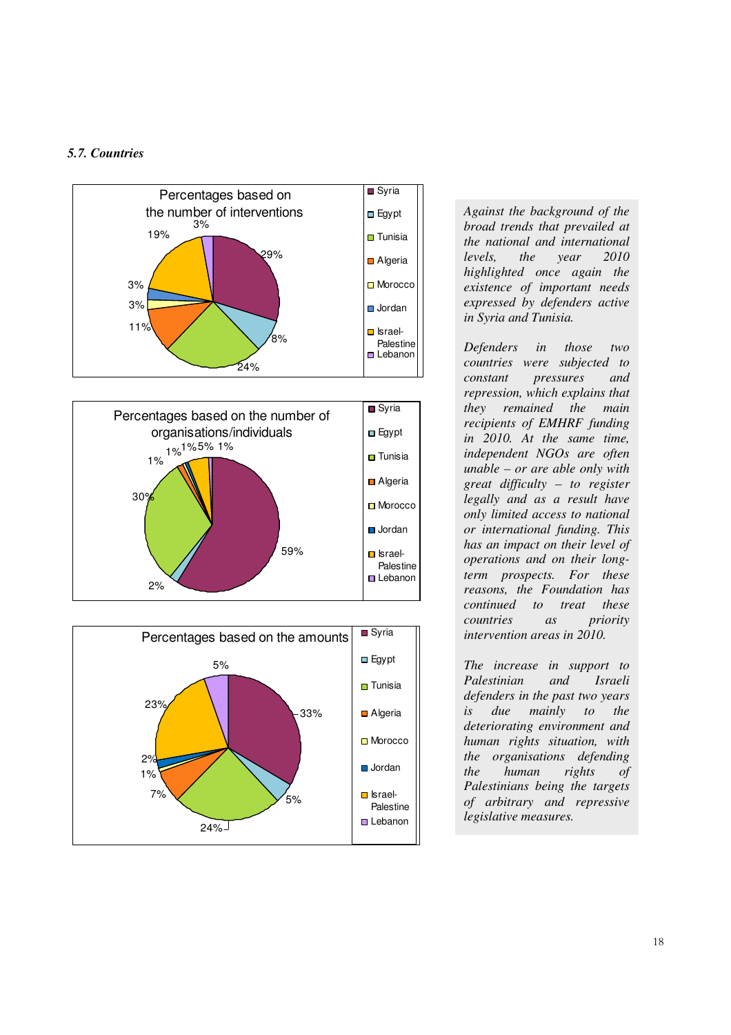### *5.7. Countries*

**Percentages based on the number of interventions**

| Country | % |
|---|---|
| Syria | 29% |
| Egypt | 8% |
| Tunisia | 24% |
| Algeria | 11% |
| Morocco | 3% |
| Jordan | 3% |
| Israel-Palestine | 19% |
| Lebanon | 3% |

**Percentages based on the number of organisations/individuals**

| Country | % |
|---|---|
| Syria | 59% |
| Egypt | 2% |
| Tunisia | 30% |
| Algeria | 1% |
| Morocco | 1% |
| Jordan | 1% |
| Israel-Palestine | 5% |
| Lebanon | 1% |

**Percentages based on the amounts**

| Country | % |
|---|---|
| Syria | 33% |
| Egypt | 5% |
| Tunisia | 24% |
| Algeria | 7% |
| Morocco | 1% |
| Jordan | 2% |
| Israel-Palestine | 23% |
| Lebanon | 5% |

*Against the background of the broad trends that prevailed at the national and international levels, the year 2010 highlighted once again the existence of important needs expressed by defenders active in Syria and Tunisia.*

*Defenders in those two countries were subjected to constant pressures and repression, which explains that they remained the main recipients of EMHRF funding in 2010. At the same time, independent NGOs are often unable – or are able only with great difficulty – to register legally and as a result have only limited access to national or international funding. This has an impact on their level of operations and on their long-term prospects. For these reasons, the Foundation has continued to treat these countries as priority intervention areas in 2010.*

*The increase in support to Palestinian and Israeli defenders in the past two years is due mainly to the deteriorating environment and human rights situation, with the organisations defending the human rights of Palestinians being the targets of arbitrary and repressive legislative measures.*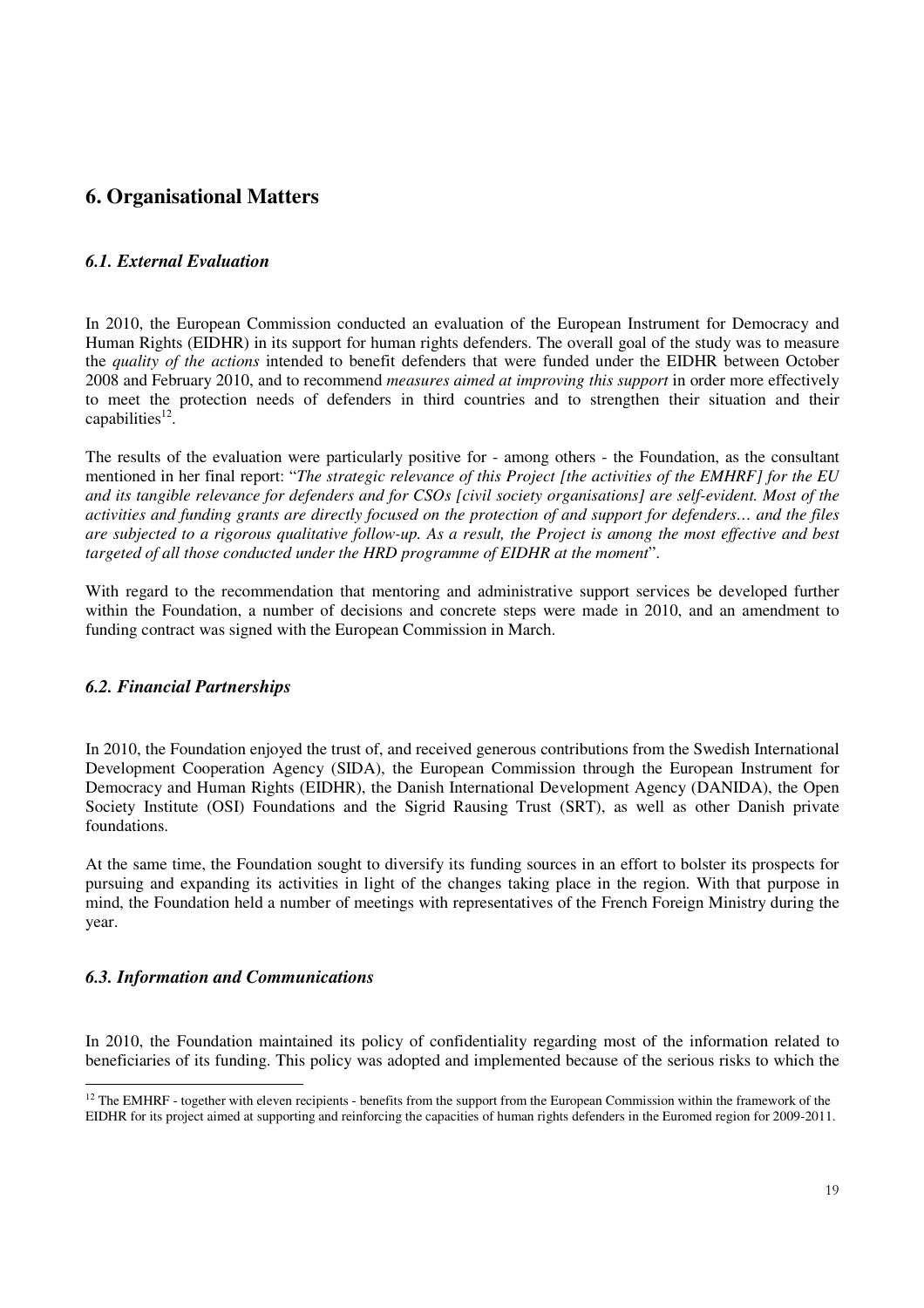## 6. Organisational Matters

### *6.1. External Evaluation*

In 2010, the European Commission conducted an evaluation of the European Instrument for Democracy and Human Rights (EIDHR) in its support for human rights defenders. The overall goal of the study was to measure the *quality of the actions* intended to benefit defenders that were funded under the EIDHR between October 2008 and February 2010, and to recommend *measures aimed at improving this support* in order more effectively to meet the protection needs of defenders in third countries and to strengthen their situation and their capabilities[12].

The results of the evaluation were particularly positive for - among others - the Foundation, as the consultant mentioned in her final report: "*The strategic relevance of this Project [the activities of the EMHRF] for the EU and its tangible relevance for defenders and for CSOs [civil society organisations] are self-evident. Most of the activities and funding grants are directly focused on the protection of and support for defenders… and the files are subjected to a rigorous qualitative follow-up. As a result, the Project is among the most effective and best targeted of all those conducted under the HRD programme of EIDHR at the moment*".

With regard to the recommendation that mentoring and administrative support services be developed further within the Foundation, a number of decisions and concrete steps were made in 2010, and an amendment to funding contract was signed with the European Commission in March.

### *6.2. Financial Partnerships*

In 2010, the Foundation enjoyed the trust of, and received generous contributions from the Swedish International Development Cooperation Agency (SIDA), the European Commission through the European Instrument for Democracy and Human Rights (EIDHR), the Danish International Development Agency (DANIDA), the Open Society Institute (OSI) Foundations and the Sigrid Rausing Trust (SRT), as well as other Danish private foundations.

At the same time, the Foundation sought to diversify its funding sources in an effort to bolster its prospects for pursuing and expanding its activities in light of the changes taking place in the region. With that purpose in mind, the Foundation held a number of meetings with representatives of the French Foreign Ministry during the year.

### *6.3. Information and Communications*

In 2010, the Foundation maintained its policy of confidentiality regarding most of the information related to beneficiaries of its funding. This policy was adopted and implemented because of the serious risks to which the

---

[12] The EMHRF - together with eleven recipients - benefits from the support from the European Commission within the framework of the EIDHR for its project aimed at supporting and reinforcing the capacities of human rights defenders in the Euromed region for 2009-2011.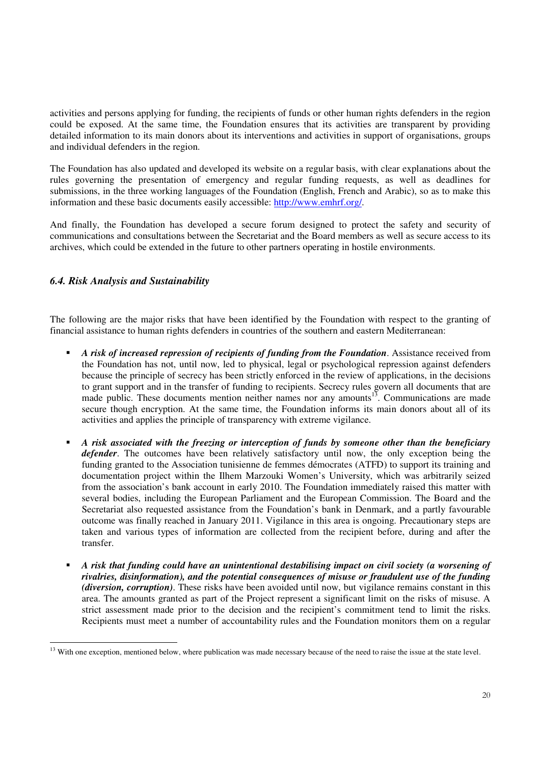activities and persons applying for funding, the recipients of funds or other human rights defenders in the region could be exposed. At the same time, the Foundation ensures that its activities are transparent by providing detailed information to its main donors about its interventions and activities in support of organisations, groups and individual defenders in the region.

The Foundation has also updated and developed its website on a regular basis, with clear explanations about the rules governing the presentation of emergency and regular funding requests, as well as deadlines for submissions, in the three working languages of the Foundation (English, French and Arabic), so as to make this information and these basic documents easily accessible: http://www.emhrf.org/.

And finally, the Foundation has developed a secure forum designed to protect the safety and security of communications and consultations between the Secretariat and the Board members as well as secure access to its archives, which could be extended in the future to other partners operating in hostile environments.

### *6.4. Risk Analysis and Sustainability*

The following are the major risks that have been identified by the Foundation with respect to the granting of financial assistance to human rights defenders in countries of the southern and eastern Mediterranean:

- ***A risk of increased repression of recipients of funding from the Foundation***. Assistance received from the Foundation has not, until now, led to physical, legal or psychological repression against defenders because the principle of secrecy has been strictly enforced in the review of applications, in the decisions to grant support and in the transfer of funding to recipients. Secrecy rules govern all documents that are made public. These documents mention neither names nor any amounts[13]. Communications are made secure though encryption. At the same time, the Foundation informs its main donors about all of its activities and applies the principle of transparency with extreme vigilance.

- ***A risk associated with the freezing or interception of funds by someone other than the beneficiary defender***. The outcomes have been relatively satisfactory until now, the only exception being the funding granted to the Association tunisienne de femmes démocrates (ATFD) to support its training and documentation project within the Ilhem Marzouki Women's University, which was arbitrarily seized from the association's bank account in early 2010. The Foundation immediately raised this matter with several bodies, including the European Parliament and the European Commission. The Board and the Secretariat also requested assistance from the Foundation's bank in Denmark, and a partly favourable outcome was finally reached in January 2011. Vigilance in this area is ongoing. Precautionary steps are taken and various types of information are collected from the recipient before, during and after the transfer.

- ***A risk that funding could have an unintentional destabilising impact on civil society (a worsening of rivalries, disinformation), and the potential consequences of misuse or fraudulent use of the funding (diversion, corruption)***. These risks have been avoided until now, but vigilance remains constant in this area. The amounts granted as part of the Project represent a significant limit on the risks of misuse. A strict assessment made prior to the decision and the recipient's commitment tend to limit the risks. Recipients must meet a number of accountability rules and the Foundation monitors them on a regular

---

[13] With one exception, mentioned below, where publication was made necessary because of the need to raise the issue at the state level.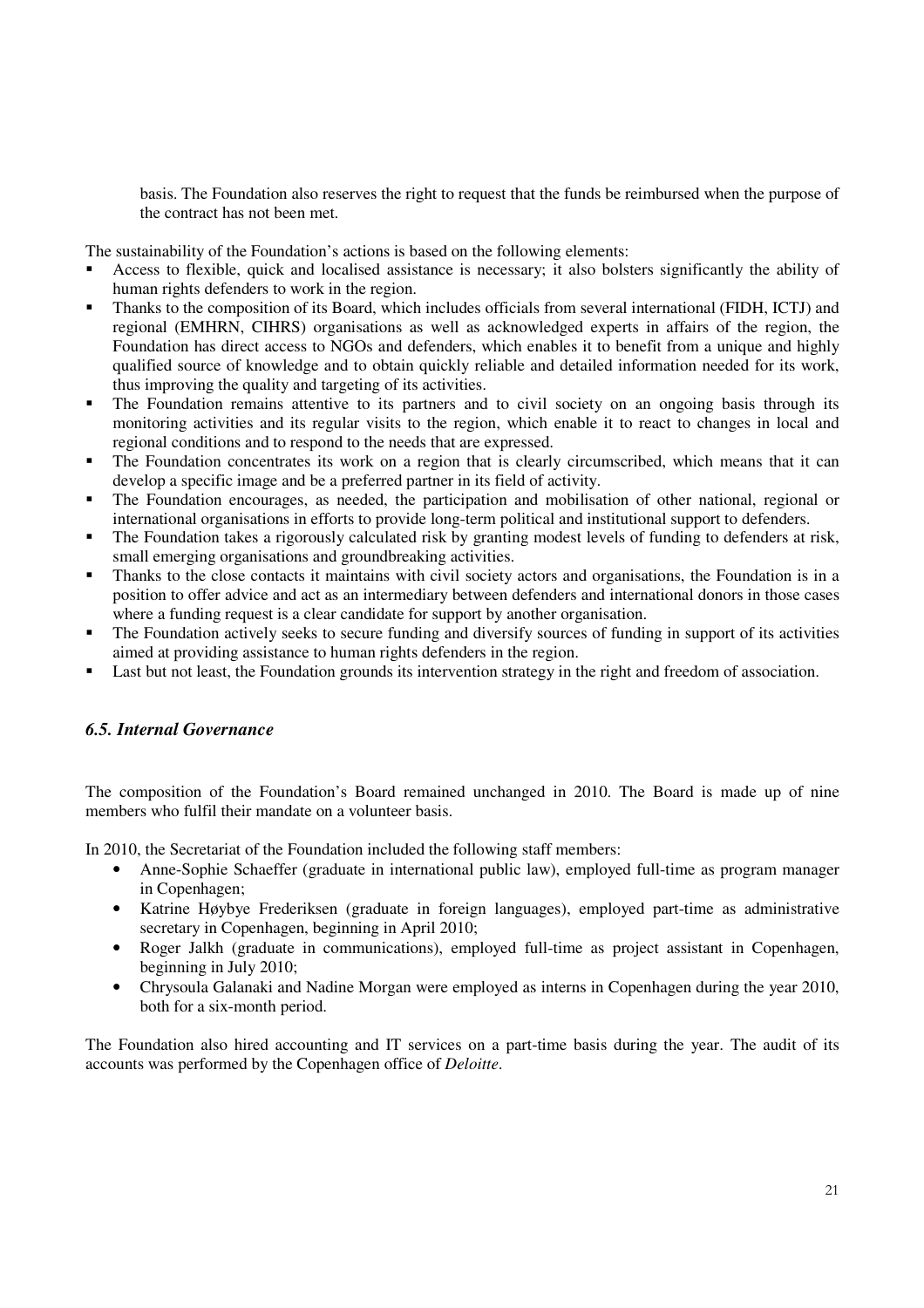basis. The Foundation also reserves the right to request that the funds be reimbursed when the purpose of the contract has not been met.

The sustainability of the Foundation's actions is based on the following elements:

- Access to flexible, quick and localised assistance is necessary; it also bolsters significantly the ability of human rights defenders to work in the region.
- Thanks to the composition of its Board, which includes officials from several international (FIDH, ICTJ) and regional (EMHRN, CIHRS) organisations as well as acknowledged experts in affairs of the region, the Foundation has direct access to NGOs and defenders, which enables it to benefit from a unique and highly qualified source of knowledge and to obtain quickly reliable and detailed information needed for its work, thus improving the quality and targeting of its activities.
- The Foundation remains attentive to its partners and to civil society on an ongoing basis through its monitoring activities and its regular visits to the region, which enable it to react to changes in local and regional conditions and to respond to the needs that are expressed.
- The Foundation concentrates its work on a region that is clearly circumscribed, which means that it can develop a specific image and be a preferred partner in its field of activity.
- The Foundation encourages, as needed, the participation and mobilisation of other national, regional or international organisations in efforts to provide long-term political and institutional support to defenders.
- The Foundation takes a rigorously calculated risk by granting modest levels of funding to defenders at risk, small emerging organisations and groundbreaking activities.
- Thanks to the close contacts it maintains with civil society actors and organisations, the Foundation is in a position to offer advice and act as an intermediary between defenders and international donors in those cases where a funding request is a clear candidate for support by another organisation.
- The Foundation actively seeks to secure funding and diversify sources of funding in support of its activities aimed at providing assistance to human rights defenders in the region.
- Last but not least, the Foundation grounds its intervention strategy in the right and freedom of association.

### *6.5. Internal Governance*

The composition of the Foundation's Board remained unchanged in 2010. The Board is made up of nine members who fulfil their mandate on a volunteer basis.

In 2010, the Secretariat of the Foundation included the following staff members:

- Anne-Sophie Schaeffer (graduate in international public law), employed full-time as program manager in Copenhagen;
- Katrine Høybye Frederiksen (graduate in foreign languages), employed part-time as administrative secretary in Copenhagen, beginning in April 2010;
- Roger Jalkh (graduate in communications), employed full-time as project assistant in Copenhagen, beginning in July 2010;
- Chrysoula Galanaki and Nadine Morgan were employed as interns in Copenhagen during the year 2010, both for a six-month period.

The Foundation also hired accounting and IT services on a part-time basis during the year. The audit of its accounts was performed by the Copenhagen office of *Deloitte*.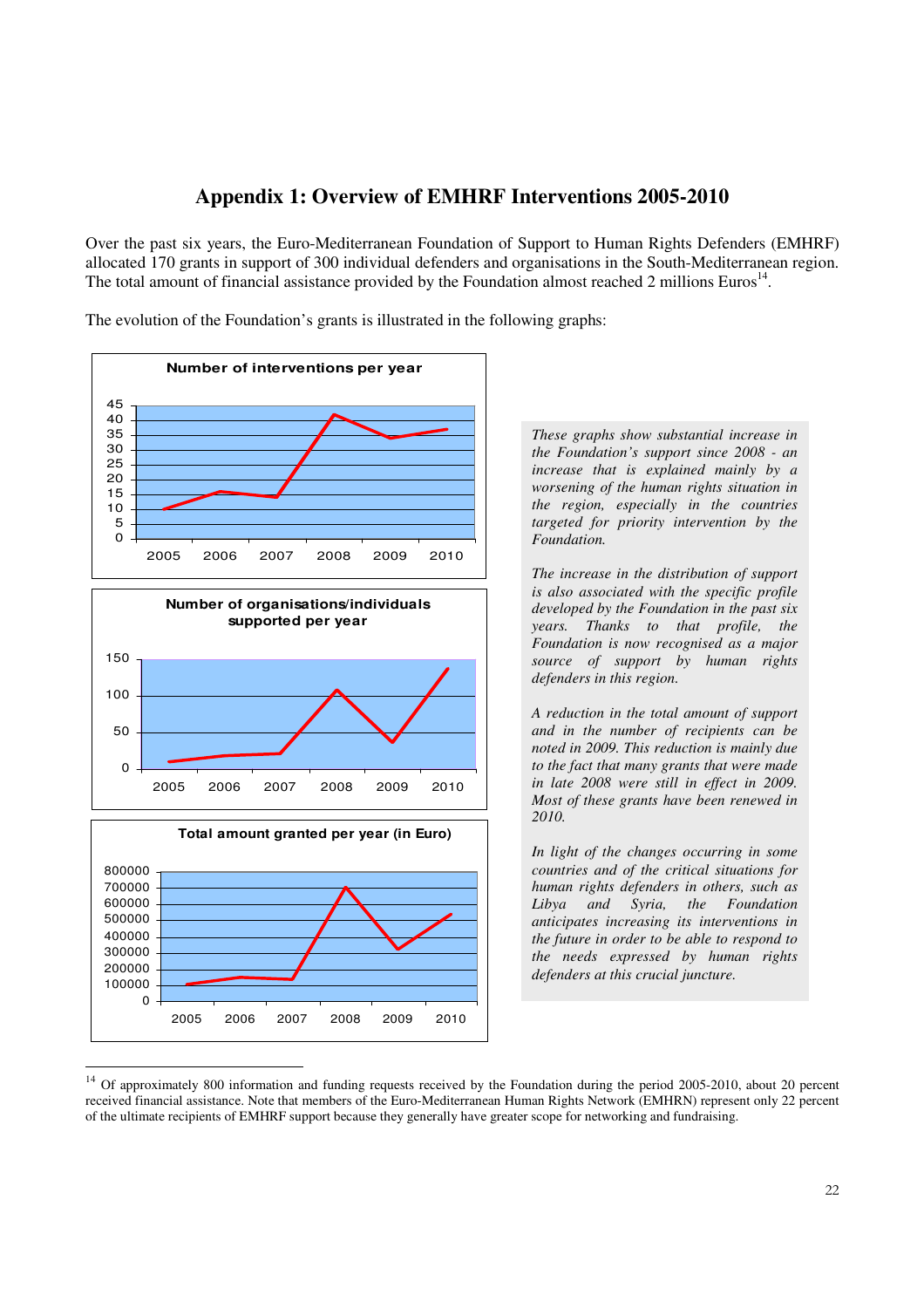# Appendix 1: Overview of EMHRF Interventions 2005-2010

Over the past six years, the Euro-Mediterranean Foundation of Support to Human Rights Defenders (EMHRF) allocated 170 grants in support of 300 individual defenders and organisations in the South-Mediterranean region. The total amount of financial assistance provided by the Foundation almost reached 2 millions Euros[14].

The evolution of the Foundation's grants is illustrated in the following graphs:

**Number of interventions per year**

**Number of organisations/individuals supported per year**

**Total amount granted per year (in Euro)**

*These graphs show substantial increase in the Foundation's support since 2008 - an increase that is explained mainly by a worsening of the human rights situation in the region, especially in the countries targeted for priority intervention by the Foundation.*

*The increase in the distribution of support is also associated with the specific profile developed by the Foundation in the past six years. Thanks to that profile, the Foundation is now recognised as a major source of support by human rights defenders in this region.*

*A reduction in the total amount of support and in the number of recipients can be noted in 2009. This reduction is mainly due to the fact that many grants that were made in late 2008 were still in effect in 2009. Most of these grants have been renewed in 2010.*

*In light of the changes occurring in some countries and of the critical situations for human rights defenders in others, such as Libya and Syria, the Foundation anticipates increasing its interventions in the future in order to be able to respond to the needs expressed by human rights defenders at this crucial juncture.*

---

[14] Of approximately 800 information and funding requests received by the Foundation during the period 2005-2010, about 20 percent received financial assistance. Note that members of the Euro-Mediterranean Human Rights Network (EMHRN) represent only 22 percent of the ultimate recipients of EMHRF support because they generally have greater scope for networking and fundraising.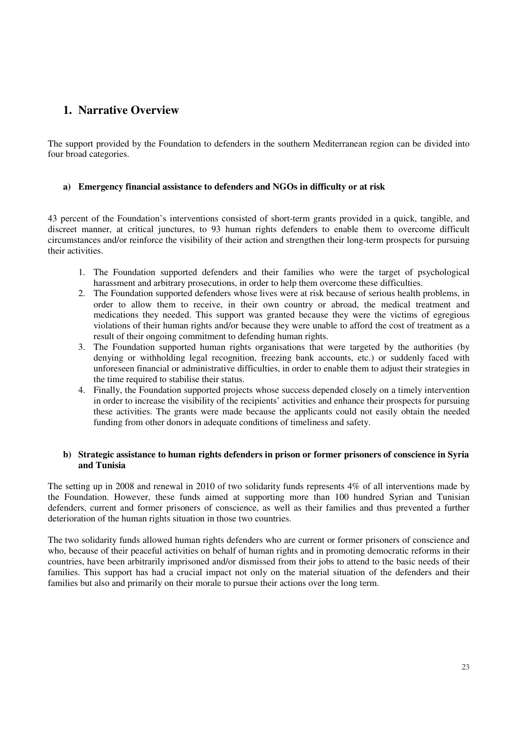# 1. Narrative Overview

The support provided by the Foundation to defenders in the southern Mediterranean region can be divided into four broad categories.

### a) Emergency financial assistance to defenders and NGOs in difficulty or at risk

43 percent of the Foundation's interventions consisted of short-term grants provided in a quick, tangible, and discreet manner, at critical junctures, to 93 human rights defenders to enable them to overcome difficult circumstances and/or reinforce the visibility of their action and strengthen their long-term prospects for pursuing their activities.

1. The Foundation supported defenders and their families who were the target of psychological harassment and arbitrary prosecutions, in order to help them overcome these difficulties.
2. The Foundation supported defenders whose lives were at risk because of serious health problems, in order to allow them to receive, in their own country or abroad, the medical treatment and medications they needed. This support was granted because they were the victims of egregious violations of their human rights and/or because they were unable to afford the cost of treatment as a result of their ongoing commitment to defending human rights.
3. The Foundation supported human rights organisations that were targeted by the authorities (by denying or withholding legal recognition, freezing bank accounts, etc.) or suddenly faced with unforeseen financial or administrative difficulties, in order to enable them to adjust their strategies in the time required to stabilise their status.
4. Finally, the Foundation supported projects whose success depended closely on a timely intervention in order to increase the visibility of the recipients' activities and enhance their prospects for pursuing these activities. The grants were made because the applicants could not easily obtain the needed funding from other donors in adequate conditions of timeliness and safety.

### b) Strategic assistance to human rights defenders in prison or former prisoners of conscience in Syria and Tunisia

The setting up in 2008 and renewal in 2010 of two solidarity funds represents 4% of all interventions made by the Foundation. However, these funds aimed at supporting more than 100 hundred Syrian and Tunisian defenders, current and former prisoners of conscience, as well as their families and thus prevented a further deterioration of the human rights situation in those two countries.

The two solidarity funds allowed human rights defenders who are current or former prisoners of conscience and who, because of their peaceful activities on behalf of human rights and in promoting democratic reforms in their countries, have been arbitrarily imprisoned and/or dismissed from their jobs to attend to the basic needs of their families. This support has had a crucial impact not only on the material situation of the defenders and their families but also and primarily on their morale to pursue their actions over the long term.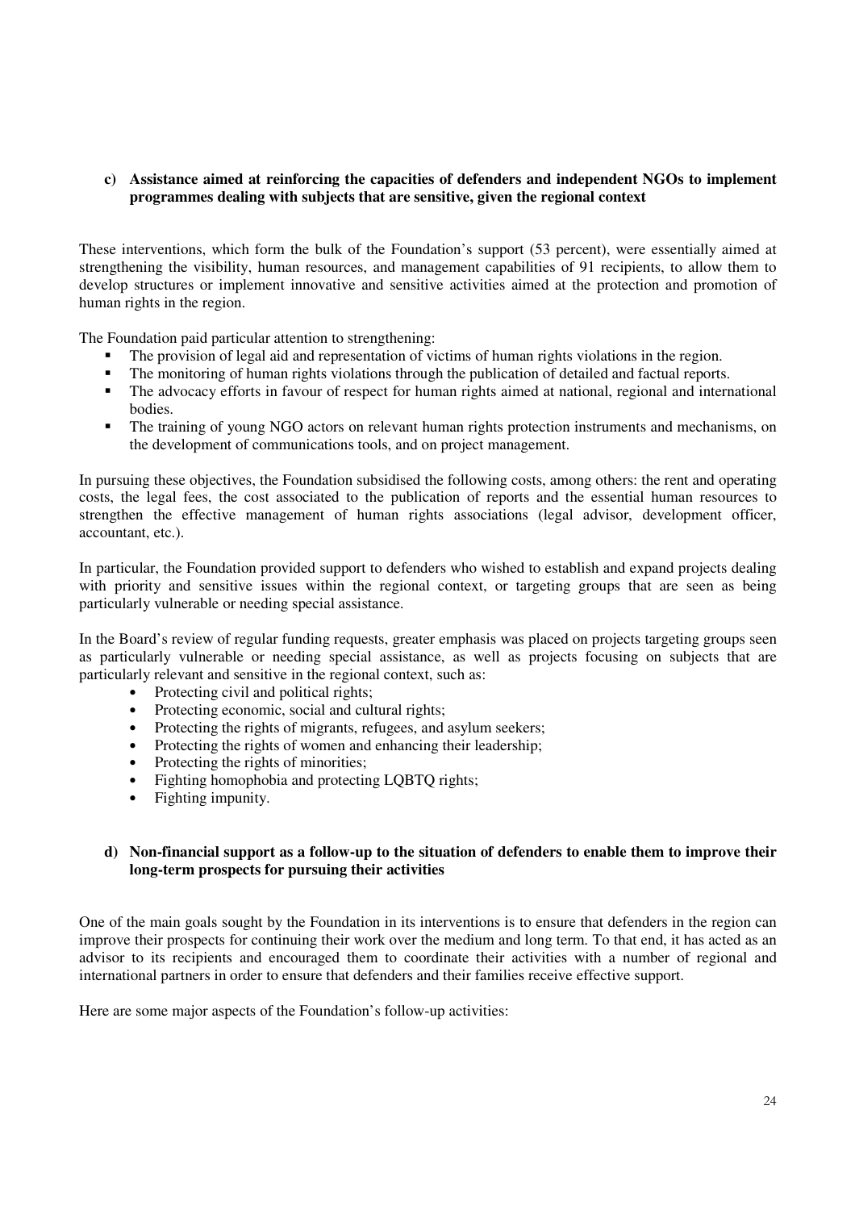### c) Assistance aimed at reinforcing the capacities of defenders and independent NGOs to implement programmes dealing with subjects that are sensitive, given the regional context

These interventions, which form the bulk of the Foundation's support (53 percent), were essentially aimed at strengthening the visibility, human resources, and management capabilities of 91 recipients, to allow them to develop structures or implement innovative and sensitive activities aimed at the protection and promotion of human rights in the region.

The Foundation paid particular attention to strengthening:

- The provision of legal aid and representation of victims of human rights violations in the region.
- The monitoring of human rights violations through the publication of detailed and factual reports.
- The advocacy efforts in favour of respect for human rights aimed at national, regional and international bodies.
- The training of young NGO actors on relevant human rights protection instruments and mechanisms, on the development of communications tools, and on project management.

In pursuing these objectives, the Foundation subsidised the following costs, among others: the rent and operating costs, the legal fees, the cost associated to the publication of reports and the essential human resources to strengthen the effective management of human rights associations (legal advisor, development officer, accountant, etc.).

In particular, the Foundation provided support to defenders who wished to establish and expand projects dealing with priority and sensitive issues within the regional context, or targeting groups that are seen as being particularly vulnerable or needing special assistance.

In the Board's review of regular funding requests, greater emphasis was placed on projects targeting groups seen as particularly vulnerable or needing special assistance, as well as projects focusing on subjects that are particularly relevant and sensitive in the regional context, such as:

- Protecting civil and political rights;
- Protecting economic, social and cultural rights;
- Protecting the rights of migrants, refugees, and asylum seekers;
- Protecting the rights of women and enhancing their leadership;
- Protecting the rights of minorities;
- Fighting homophobia and protecting LQBTQ rights;
- Fighting impunity.

### d) Non-financial support as a follow-up to the situation of defenders to enable them to improve their long-term prospects for pursuing their activities

One of the main goals sought by the Foundation in its interventions is to ensure that defenders in the region can improve their prospects for continuing their work over the medium and long term. To that end, it has acted as an advisor to its recipients and encouraged them to coordinate their activities with a number of regional and international partners in order to ensure that defenders and their families receive effective support.

Here are some major aspects of the Foundation's follow-up activities: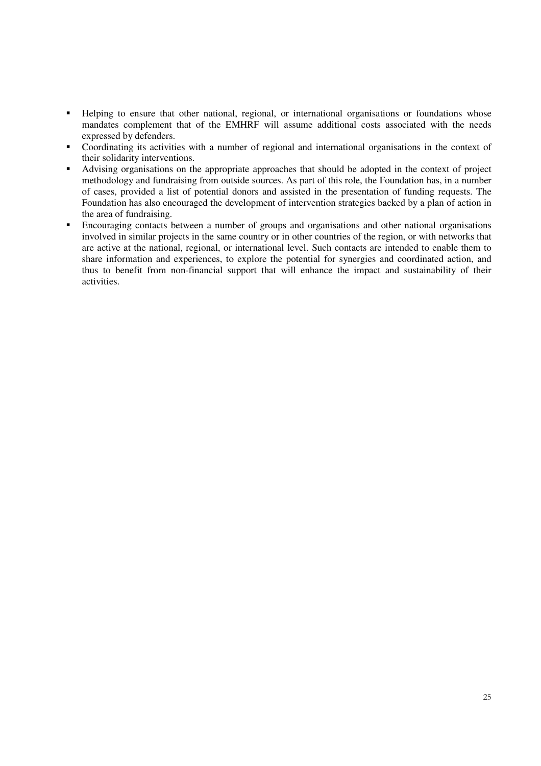- Helping to ensure that other national, regional, or international organisations or foundations whose mandates complement that of the EMHRF will assume additional costs associated with the needs expressed by defenders.
- Coordinating its activities with a number of regional and international organisations in the context of their solidarity interventions.
- Advising organisations on the appropriate approaches that should be adopted in the context of project methodology and fundraising from outside sources. As part of this role, the Foundation has, in a number of cases, provided a list of potential donors and assisted in the presentation of funding requests. The Foundation has also encouraged the development of intervention strategies backed by a plan of action in the area of fundraising.
- Encouraging contacts between a number of groups and organisations and other national organisations involved in similar projects in the same country or in other countries of the region, or with networks that are active at the national, regional, or international level. Such contacts are intended to enable them to share information and experiences, to explore the potential for synergies and coordinated action, and thus to benefit from non-financial support that will enhance the impact and sustainability of their activities.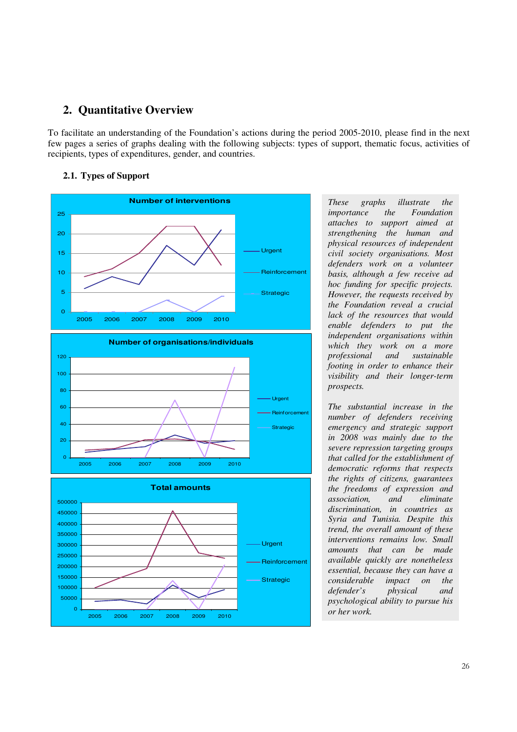## 2. Quantitative Overview

To facilitate an understanding of the Foundation's actions during the period 2005-2010, please find in the next few pages a series of graphs dealing with the following subjects: types of support, thematic focus, activities of recipients, types of expenditures, gender, and countries.

### 2.1. Types of Support

*These graphs illustrate the importance the Foundation attaches to support aimed at strengthening the human and physical resources of independent civil society organisations. Most defenders work on a volunteer basis, although a few receive ad hoc funding for specific projects. However, the requests received by the Foundation reveal a crucial lack of the resources that would enable defenders to put the independent organisations within which they work on a more professional and sustainable footing in order to enhance their visibility and their longer-term prospects.*

*The substantial increase in the number of defenders receiving emergency and strategic support in 2008 was mainly due to the severe repression targeting groups that called for the establishment of democratic reforms that respects the rights of citizens, guarantees the freedoms of expression and association, and eliminate discrimination, in countries as Syria and Tunisia. Despite this trend, the overall amount of these interventions remains low. Small amounts that can be made available quickly are nonetheless essential, because they can have a considerable impact on the defender's physical and psychological ability to pursue his or her work.*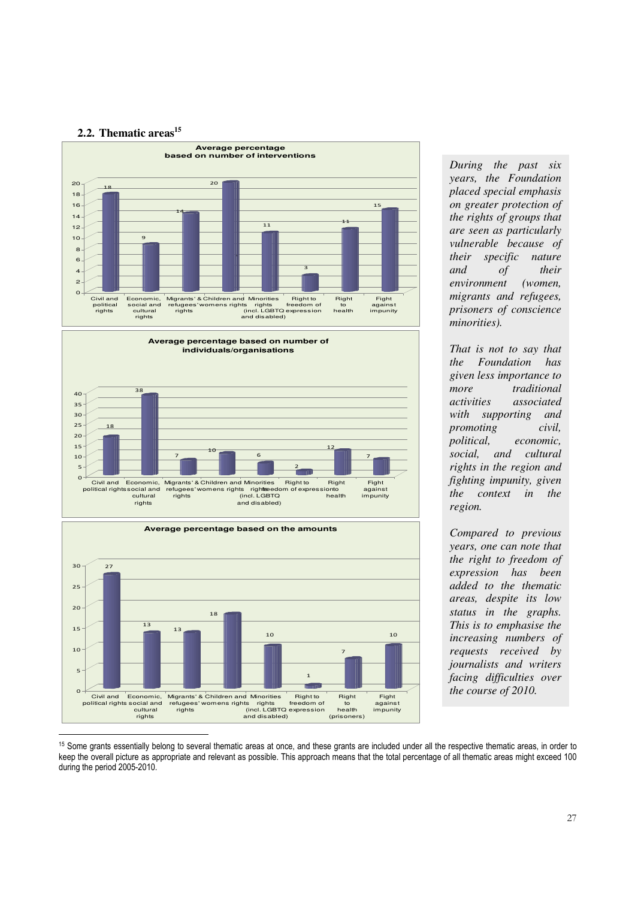## 2.2. Thematic areas[15]

**Average percentage based on number of interventions**

| Thematic area | Value |
|---|---|
| Civil and political rights | 18 |
| Economic, social and cultural rights | 9 |
| Migrants' & refugees' rights | 14 |
| Children and womens rights | 20 |
| Minorities rights (incl. LGBTQ and disabled) | 11 |
| Right to freedom of expression | 3 |
| Right to health | 11 |
| Fight against impunity | 15 |

**Average percentage based on number of individuals/organisations**

| Thematic area | Value |
|---|---|
| Civil and political rights | 18 |
| Economic, social and cultural rights | 38 |
| Migrants' & refugees' rights | 7 |
| Children and womens rights | 10 |
| Minorities rights (incl. LGBTQ and disabled) | 6 |
| Right to freedom of expression | 2 |
| Right to health | 12 |
| Fight against impunity | 7 |

**Average percentage based on the amounts**

| Thematic area | Value |
|---|---|
| Civil and political rights | 27 |
| Economic, social and cultural rights | 13 |
| Migrants' & refugees' rights | 13 |
| Children and womens rights | 18 |
| Minorities rights (incl. LGBTQ and disabled) | 10 |
| Right to freedom of expression | 1 |
| Right to health (prisoners) | 7 |
| Fight against impunity | 10 |

*During the past six years, the Foundation placed special emphasis on greater protection of the rights of groups that are seen as particularly vulnerable because of their specific nature and of their environment (women, migrants and refugees, prisoners of conscience minorities).*

*That is not to say that the Foundation has given less importance to more traditional activities associated with supporting and promoting civil, political, economic, social, and cultural rights in the region and fighting impunity, given the context in the region.*

*Compared to previous years, one can note that the right to freedom of expression has been added to the thematic areas, despite its low status in the graphs. This is to emphasise the increasing numbers of requests received by journalists and writers facing difficulties over the course of 2010.*

[15] Some grants essentially belong to several thematic areas at once, and these grants are included under all the respective thematic areas, in order to keep the overall picture as appropriate and relevant as possible. This approach means that the total percentage of all thematic areas might exceed 100 during the period 2005-2010.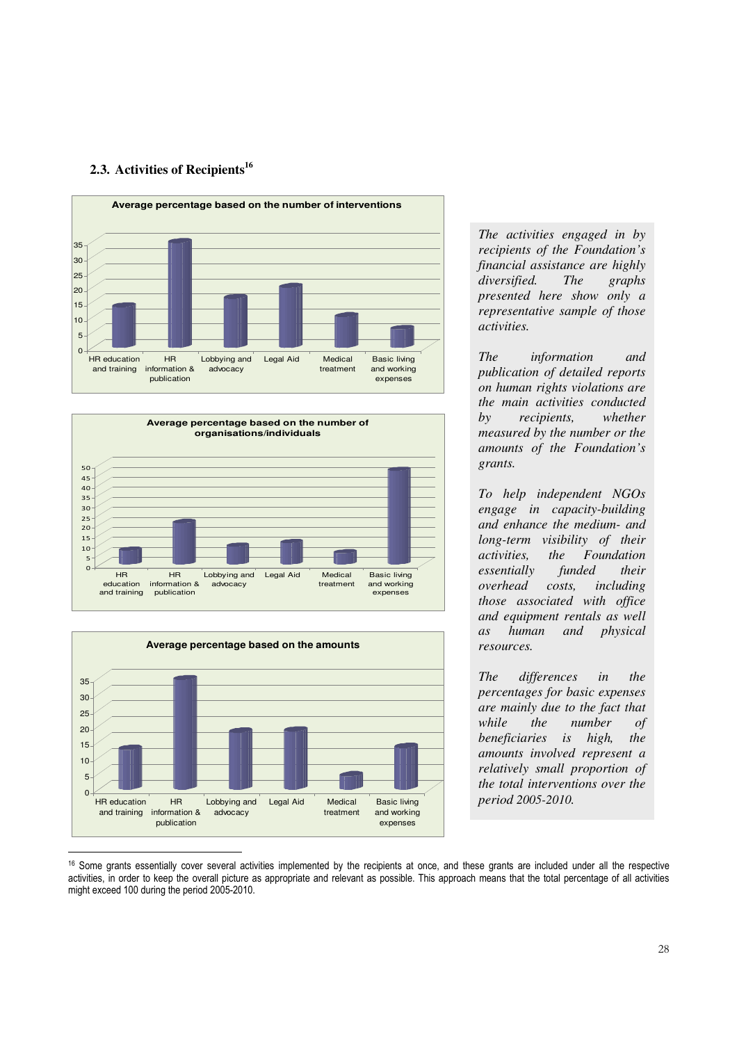## 2.3. Activities of Recipients[16]

**Average percentage based on the number of interventions**

| HR education and training | HR information & publication | Lobbying and advocacy | Legal Aid | Medical treatment | Basic living and working expenses |
|---|---|---|---|---|---|
| 14 | 35 | 17 | 20 | 11 | 7 |

**Average percentage based on the number of organisations/individuals**

| HR education and training | HR information & publication | Lobbying and advocacy | Legal Aid | Medical treatment | Basic living and working expenses |
|---|---|---|---|---|---|
| 8 | 21 | 10 | 12 | 7 | 47 |

**Average percentage based on the amounts**

| HR education and training | HR information & publication | Lobbying and advocacy | Legal Aid | Medical treatment | Basic living and working expenses |
|---|---|---|---|---|---|
| 13 | 35 | 19 | 19 | 5 | 14 |

*The activities engaged in by recipients of the Foundation's financial assistance are highly diversified. The graphs presented here show only a representative sample of those activities.*

*The information and publication of detailed reports on human rights violations are the main activities conducted by recipients, whether measured by the number or the amounts of the Foundation's grants.*

*To help independent NGOs engage in capacity-building and enhance the medium- and long-term visibility of their activities, the Foundation essentially funded their overhead costs, including those associated with office and equipment rentals as well as human and physical resources.*

*The differences in the percentages for basic expenses are mainly due to the fact that while the number of beneficiaries is high, the amounts involved represent a relatively small proportion of the total interventions over the period 2005-2010.*

---

[16] Some grants essentially cover several activities implemented by the recipients at once, and these grants are included under all the respective activities, in order to keep the overall picture as appropriate and relevant as possible. This approach means that the total percentage of all activities might exceed 100 during the period 2005-2010.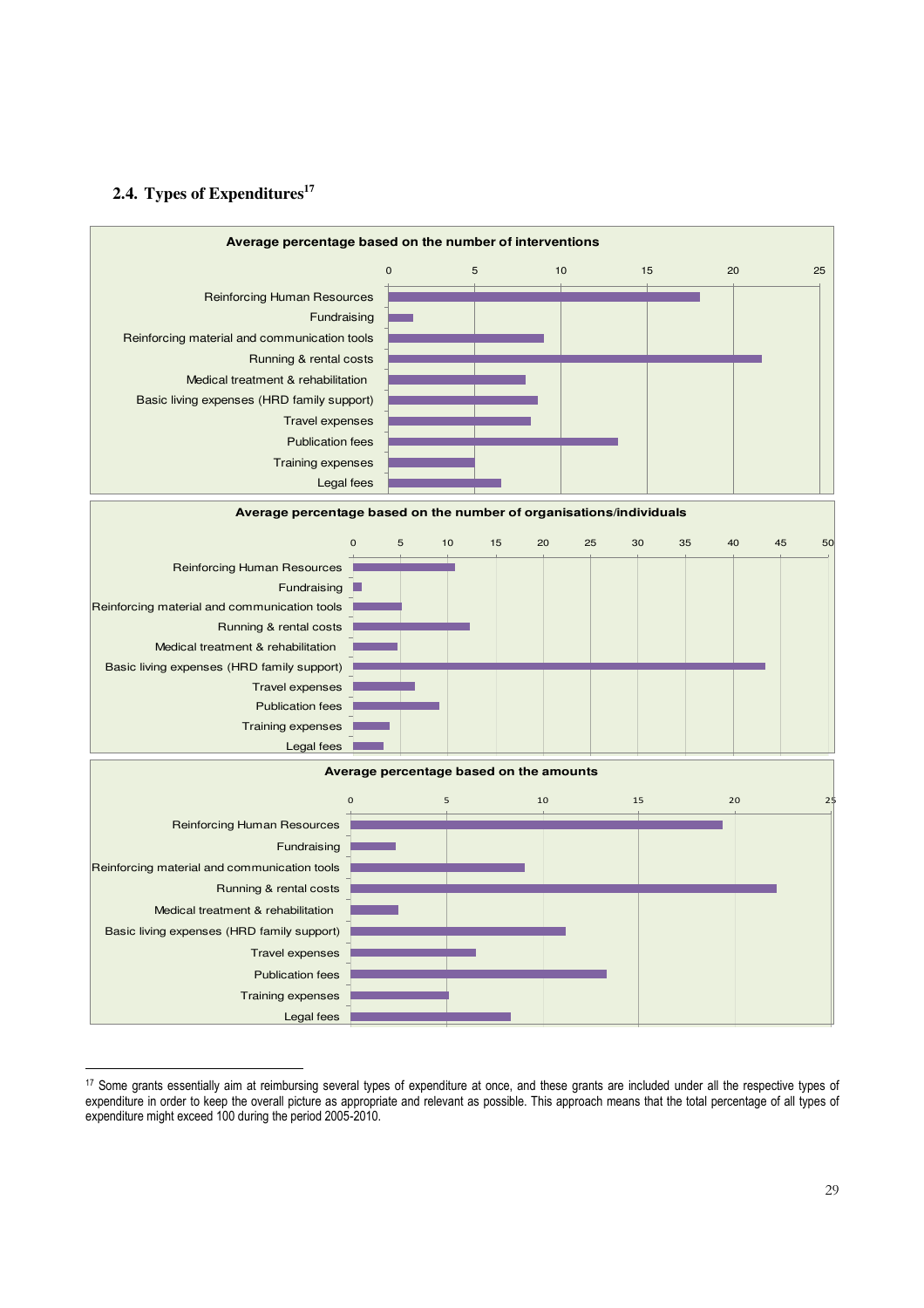## 2.4. Types of Expenditures[17]

**Average percentage based on the number of interventions**

| Type of expenditure | Approx. % |
|---|---|
| Reinforcing Human Resources | 18 |
| Fundraising | 1.4 |
| Reinforcing material and communication tools | 9 |
| Running & rental costs | 21.6 |
| Medical treatment & rehabilitation | 8 |
| Basic living expenses (HRD family support) | 8.7 |
| Travel expenses | 8.3 |
| Publication fees | 13.3 |
| Training expenses | 5 |
| Legal fees | 6.5 |

**Average percentage based on the number of organisations/individuals**

| Type of expenditure | Approx. % |
|---|---|
| Reinforcing Human Resources | 10.8 |
| Fundraising | 1 |
| Reinforcing material and communication tools | 5.2 |
| Running & rental costs | 12.3 |
| Medical treatment & rehabilitation | 4.7 |
| Basic living expenses (HRD family support) | 43.4 |
| Travel expenses | 6.5 |
| Publication fees | 9.1 |
| Training expenses | 3.9 |
| Legal fees | 3.2 |

**Average percentage based on the amounts**

| Type of expenditure | Approx. % |
|---|---|
| Reinforcing Human Resources | 19.4 |
| Fundraising | 2.4 |
| Reinforcing material and communication tools | 9.1 |
| Running & rental costs | 22.2 |
| Medical treatment & rehabilitation | 2.5 |
| Basic living expenses (HRD family support) | 11.2 |
| Travel expenses | 6.5 |
| Publication fees | 13.4 |
| Training expenses | 5.1 |
| Legal fees | 8.3 |

[17] Some grants essentially aim at reimbursing several types of expenditure at once, and these grants are included under all the respective types of expenditure in order to keep the overall picture as appropriate and relevant as possible. This approach means that the total percentage of all types of expenditure might exceed 100 during the period 2005-2010.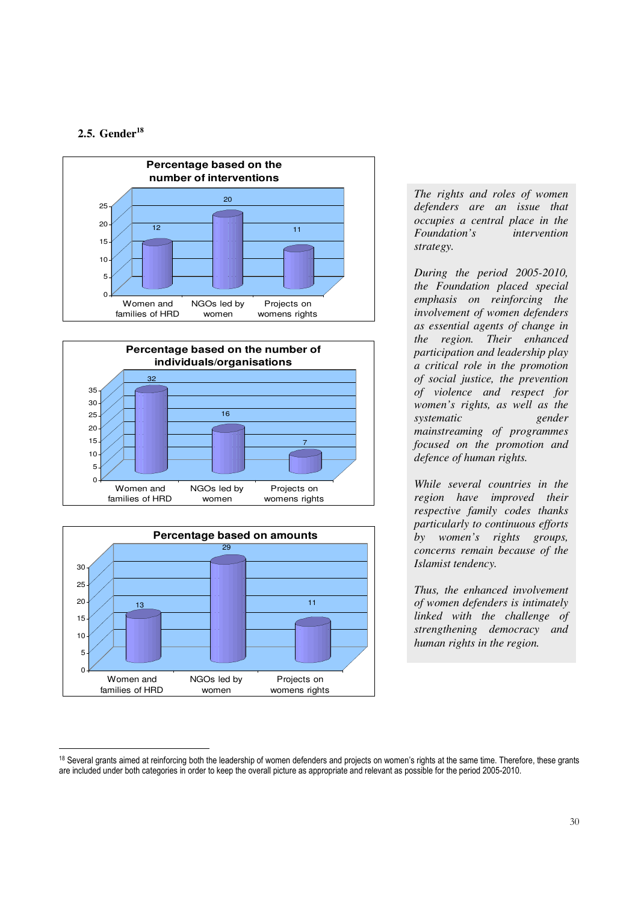## 2.5. Gender[18]

**Percentage based on the number of interventions**

| Category | Value |
|---|---|
| Women and families of HRD | 12 |
| NGOs led by women | 20 |
| Projects on womens rights | 11 |

**Percentage based on the number of individuals/organisations**

| Category | Value |
|---|---|
| Women and families of HRD | 32 |
| NGOs led by women | 16 |
| Projects on womens rights | 7 |

**Percentage based on amounts**

| Category | Value |
|---|---|
| Women and families of HRD | 13 |
| NGOs led by women | 29 |
| Projects on womens rights | 11 |

*The rights and roles of women defenders are an issue that occupies a central place in the Foundation's intervention strategy.*

*During the period 2005-2010, the Foundation placed special emphasis on reinforcing the involvement of women defenders as essential agents of change in the region. Their enhanced participation and leadership play a critical role in the promotion of social justice, the prevention of violence and respect for women's rights, as well as the systematic gender mainstreaming of programmes focused on the promotion and defence of human rights.*

*While several countries in the region have improved their respective family codes thanks particularly to continuous efforts by women's rights groups, concerns remain because of the Islamist tendency.*

*Thus, the enhanced involvement of women defenders is intimately linked with the challenge of strengthening democracy and human rights in the region.*

---

[18] Several grants aimed at reinforcing both the leadership of women defenders and projects on women's rights at the same time. Therefore, these grants are included under both categories in order to keep the overall picture as appropriate and relevant as possible for the period 2005-2010.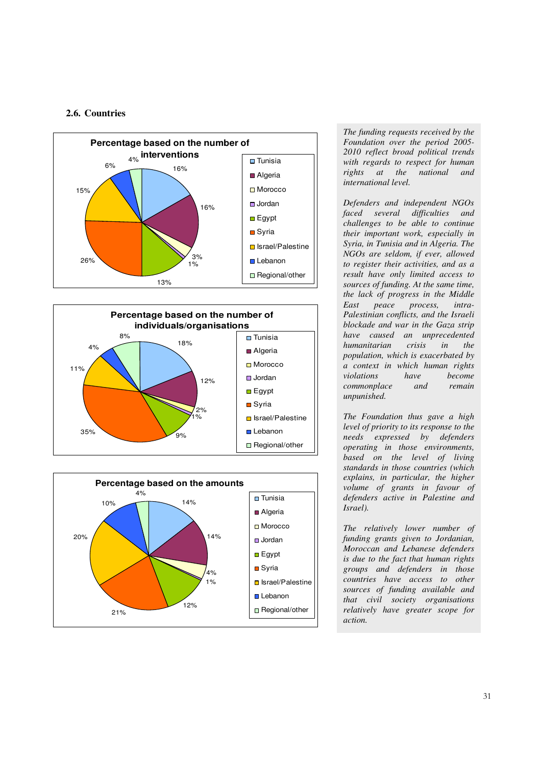### 2.6. Countries

Percentage based on the number of interventions

4%
6%
16%
15%
16%
3%
1%
26%
13%

Tunisia
Algeria
Morocco
Jordan
Egypt
Syria
Israel/Palestine
Lebanon
Regional/other

Percentage based on the number of individuals/organisations

8%
4%
18%
11%
12%
2%
1%
35%
9%

Tunisia
Algeria
Morocco
Jordan
Egypt
Syria
Israel/Palestine
Lebanon
Regional/other

Percentage based on the amounts

4%
10%
14%
20%
14%
4%
1%
21%
12%

Tunisia
Algeria
Morocco
Jordan
Egypt
Syria
Israel/Palestine
Lebanon
Regional/other

*The funding requests received by the Foundation over the period 2005-2010 reflect broad political trends with regards to respect for human rights at the national and international level.*

*Defenders and independent NGOs faced several difficulties and challenges to be able to continue their important work, especially in Syria, in Tunisia and in Algeria. The NGOs are seldom, if ever, allowed to register their activities, and as a result have only limited access to sources of funding. At the same time, the lack of progress in the Middle East peace process, intra-Palestinian conflicts, and the Israeli blockade and war in the Gaza strip have caused an unprecedented humanitarian crisis in the population, which is exacerbated by a context in which human rights violations have become commonplace and remain unpunished.*

*The Foundation thus gave a high level of priority to its response to the needs expressed by defenders operating in those environments, based on the level of living standards in those countries (which explains, in particular, the higher volume of grants in favour of defenders active in Palestine and Israel).*

*The relatively lower number of funding grants given to Jordanian, Moroccan and Lebanese defenders is due to the fact that human rights groups and defenders in those countries have access to other sources of funding available and that civil society organisations relatively have greater scope for action.*